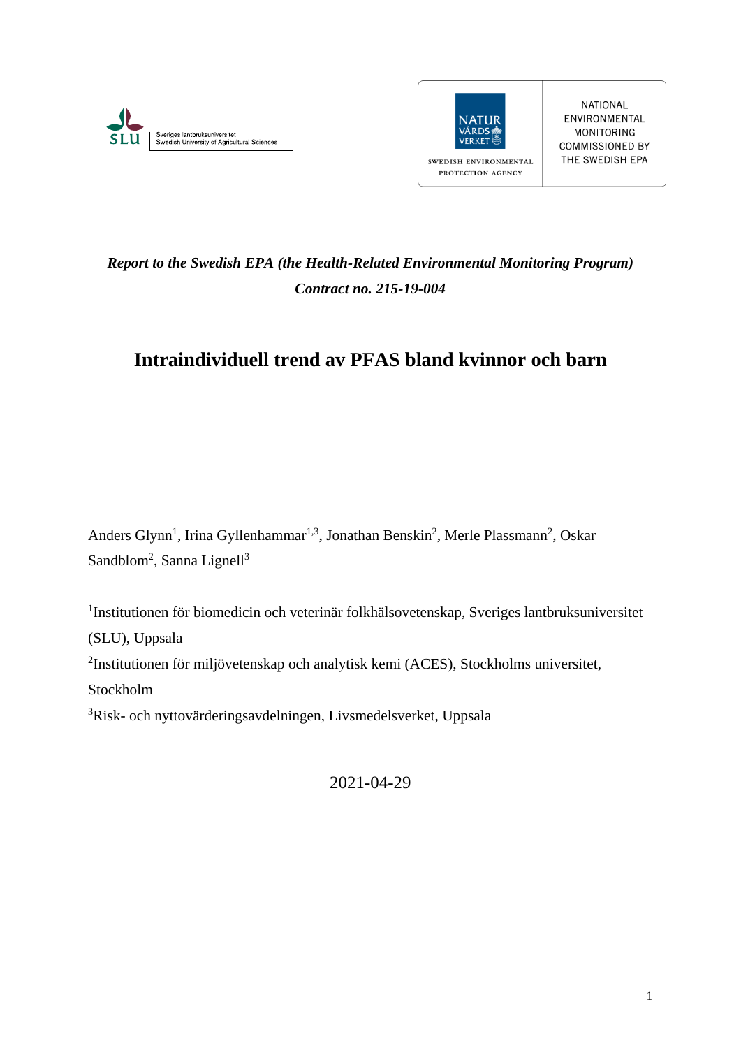Sveriges lantbruksuniversitet
Swedish University of Agricultural Sciences

NATUR VÅRDS VERKET
SWEDISH ENVIRONMENTAL PROTECTION AGENCY

NATIONAL ENVIRONMENTAL MONITORING COMMISSIONED BY THE SWEDISH EPA

***Report to the Swedish EPA (the Health-Related Environmental Monitoring Program)***

***Contract no. 215-19-004***

---

# Intraindividuell trend av PFAS bland kvinnor och barn

---

Anders Glynn[1], Irina Gyllenhammar[1,3], Jonathan Benskin[2], Merle Plassmann[2], Oskar Sandblom[2], Sanna Lignell[3]

[1]Institutionen för biomedicin och veterinär folkhälsovetenskap, Sveriges lantbruksuniversitet (SLU), Uppsala

[2]Institutionen för miljövetenskap och analytisk kemi (ACES), Stockholms universitet, Stockholm

[3]Risk- och nyttovärderingsavdelningen, Livsmedelsverket, Uppsala

2021-04-29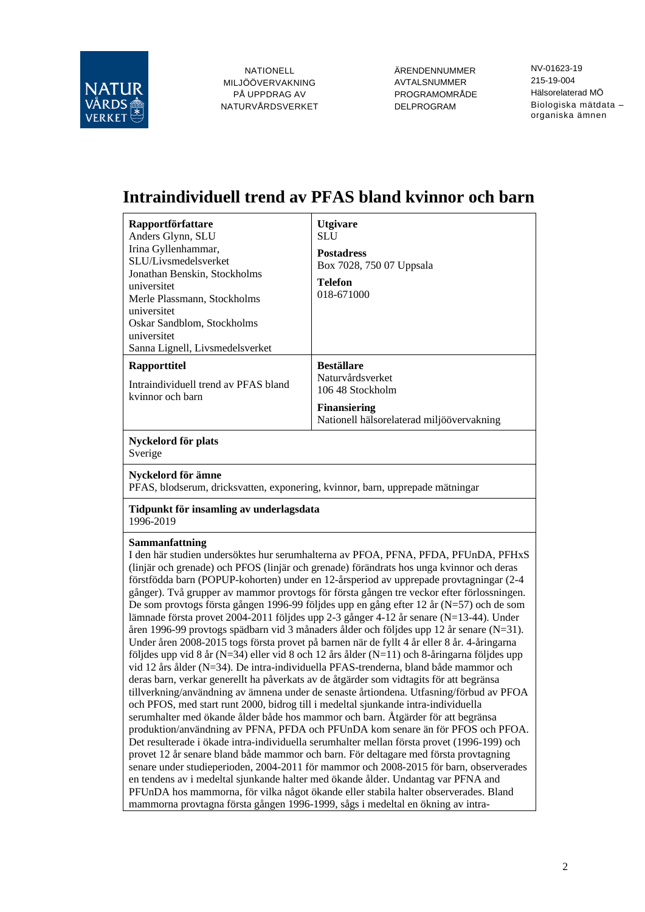NATIONELL MILJÖÖVERVAKNING PÅ UPPDRAG AV NATURVÅRDSVERKET

| | |
|---|---|
| ÄRENDENNUMMER | NV-01623-19 |
| AVTALSNUMMER | 215-19-004 |
| PROGRAMOMRÅDE | Hälsorelaterad MÖ |
| DELPROGRAM | Biologiska mätdata – organiska ämnen |

# Intraindividuell trend av PFAS bland kvinnor och barn

| | |
|---|---|
| **Rapportförfattare**<br>Anders Glynn, SLU<br>Irina Gyllenhammar, SLU/Livsmedelsverket<br>Jonathan Benskin, Stockholms universitet<br>Merle Plassmann, Stockholms universitet<br>Oskar Sandblom, Stockholms universitet<br>Sanna Lignell, Livsmedelsverket | **Utgivare**<br>SLU<br>**Postadress**<br>Box 7028, 750 07 Uppsala<br>**Telefon**<br>018-671000 |
| **Rapporttitel**<br>Intraindividuell trend av PFAS bland kvinnor och barn | **Beställare**<br>Naturvårdsverket<br>106 48 Stockholm<br>**Finansiering**<br>Nationell hälsorelaterad miljöövervakning |

**Nyckelord för plats**
Sverige

**Nyckelord för ämne**
PFAS, blodserum, dricksvatten, exponering, kvinnor, barn, upprepade mätningar

**Tidpunkt för insamling av underlagsdata**
1996-2019

**Sammanfattning**
I den här studien undersöktes hur serumhalterna av PFOA, PFNA, PFDA, PFUnDA, PFHxS (linjär och grenade) och PFOS (linjär och grenade) förändrats hos unga kvinnor och deras förstfödda barn (POPUP-kohorten) under en 12-årsperiod av upprepade provtagningar (2-4 gånger). Två grupper av mammor provtogs för första gången tre veckor efter förlossningen. De som provtogs första gången 1996-99 följdes upp en gång efter 12 år (N=57) och de som lämnade första provet 2004-2011 följdes upp 2-3 gånger 4-12 år senare (N=13-44). Under åren 1996-99 provtogs spädbarn vid 3 månaders ålder och följdes upp 12 år senare (N=31). Under åren 2008-2015 togs första provet på barnen när de fyllt 4 år eller 8 år. 4-åringarna följdes upp vid 8 år (N=34) eller vid 8 och 12 års ålder (N=11) och 8-åringarna följdes upp vid 12 års ålder (N=34). De intra-individuella PFAS-trenderna, bland både mammor och deras barn, verkar generellt ha påverkats av de åtgärder som vidtagits för att begränsa tillverkning/användning av ämnena under de senaste årtiondena. Utfasning/förbud av PFOA och PFOS, med start runt 2000, bidrog till i medeltal sjunkande intra-individuella serumhalter med ökande ålder både hos mammor och barn. Åtgärder för att begränsa produktion/användning av PFNA, PFDA och PFUnDA kom senare än för PFOS och PFOA. Det resulterade i ökade intra-individuella serumhalter mellan första provet (1996-199) och provet 12 år senare bland både mammor och barn. För deltagare med första provtagning senare under studieperioden, 2004-2011 för mammor och 2008-2015 för barn, observerades en tendens av i medeltal sjunkande halter med ökande ålder. Undantag var PFNA and PFUnDA hos mammorna, för vilka något ökande eller stabila halter observerades. Bland mammorna provtagna första gången 1996-1999, sågs i medeltal en ökning av intra-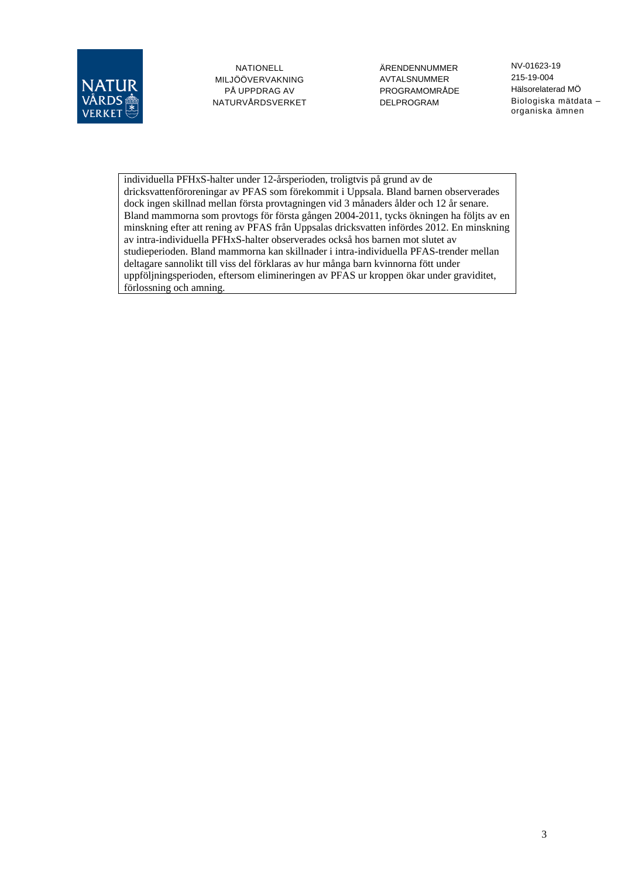individuella PFHxS-halter under 12-årsperioden, troligtvis på grund av de dricksvattenföroreningar av PFAS som förekommit i Uppsala. Bland barnen observerades dock ingen skillnad mellan första provtagningen vid 3 månaders ålder och 12 år senare. Bland mammorna som provtogs för första gången 2004-2011, tycks ökningen ha följts av en minskning efter att rening av PFAS från Uppsalas dricksvatten infördes 2012. En minskning av intra-individuella PFHxS-halter observerades också hos barnen mot slutet av studieperioden. Bland mammorna kan skillnader i intra-individuella PFAS-trender mellan deltagare sannolikt till viss del förklaras av hur många barn kvinnorna fött under uppföljningsperioden, eftersom elimineringen av PFAS ur kroppen ökar under graviditet, förlossning och amning.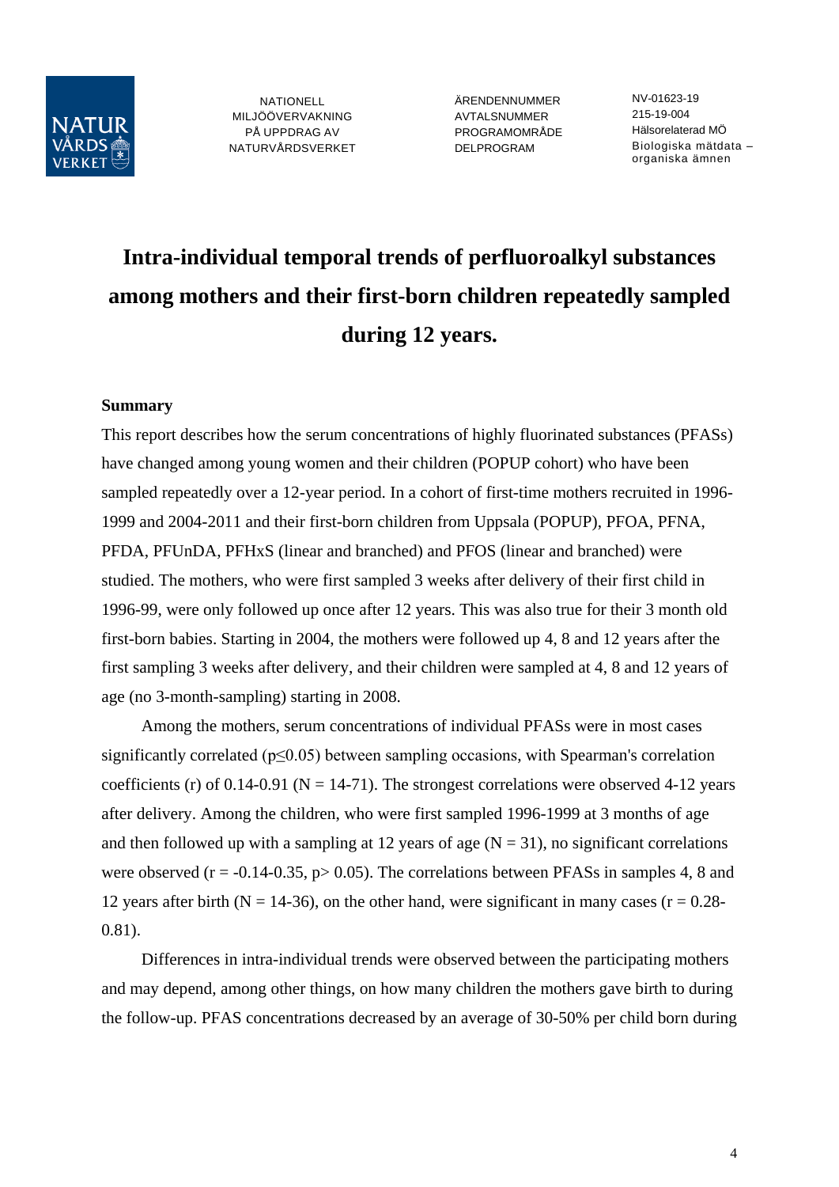NATIONELL MILJÖÖVERVAKNING PÅ UPPDRAG AV NATURVÅRDSVERKET

| | |
|---|---|
| ÄRENDENNUMMER | NV-01623-19 |
| AVTALSNUMMER | 215-19-004 |
| PROGRAMOMRÅDE | Hälsorelaterad MÖ |
| DELPROGRAM | Biologiska mätdata – organiska ämnen |

# Intra-individual temporal trends of perfluoroalkyl substances among mothers and their first-born children repeatedly sampled during 12 years.

**Summary**

This report describes how the serum concentrations of highly fluorinated substances (PFASs) have changed among young women and their children (POPUP cohort) who have been sampled repeatedly over a 12-year period. In a cohort of first-time mothers recruited in 1996-1999 and 2004-2011 and their first-born children from Uppsala (POPUP), PFOA, PFNA, PFDA, PFUnDA, PFHxS (linear and branched) and PFOS (linear and branched) were studied. The mothers, who were first sampled 3 weeks after delivery of their first child in 1996-99, were only followed up once after 12 years. This was also true for their 3 month old first-born babies. Starting in 2004, the mothers were followed up 4, 8 and 12 years after the first sampling 3 weeks after delivery, and their children were sampled at 4, 8 and 12 years of age (no 3-month-sampling) starting in 2008.

Among the mothers, serum concentrations of individual PFASs were in most cases significantly correlated ($p \leq 0.05$) between sampling occasions, with Spearman's correlation coefficients (r) of 0.14-0.91 (N = 14-71). The strongest correlations were observed 4-12 years after delivery. Among the children, who were first sampled 1996-1999 at 3 months of age and then followed up with a sampling at 12 years of age (N = 31), no significant correlations were observed (r = -0.14-0.35, $p > 0.05$). The correlations between PFASs in samples 4, 8 and 12 years after birth (N = 14-36), on the other hand, were significant in many cases (r = 0.28-0.81).

Differences in intra-individual trends were observed between the participating mothers and may depend, among other things, on how many children the mothers gave birth to during the follow-up. PFAS concentrations decreased by an average of 30-50% per child born during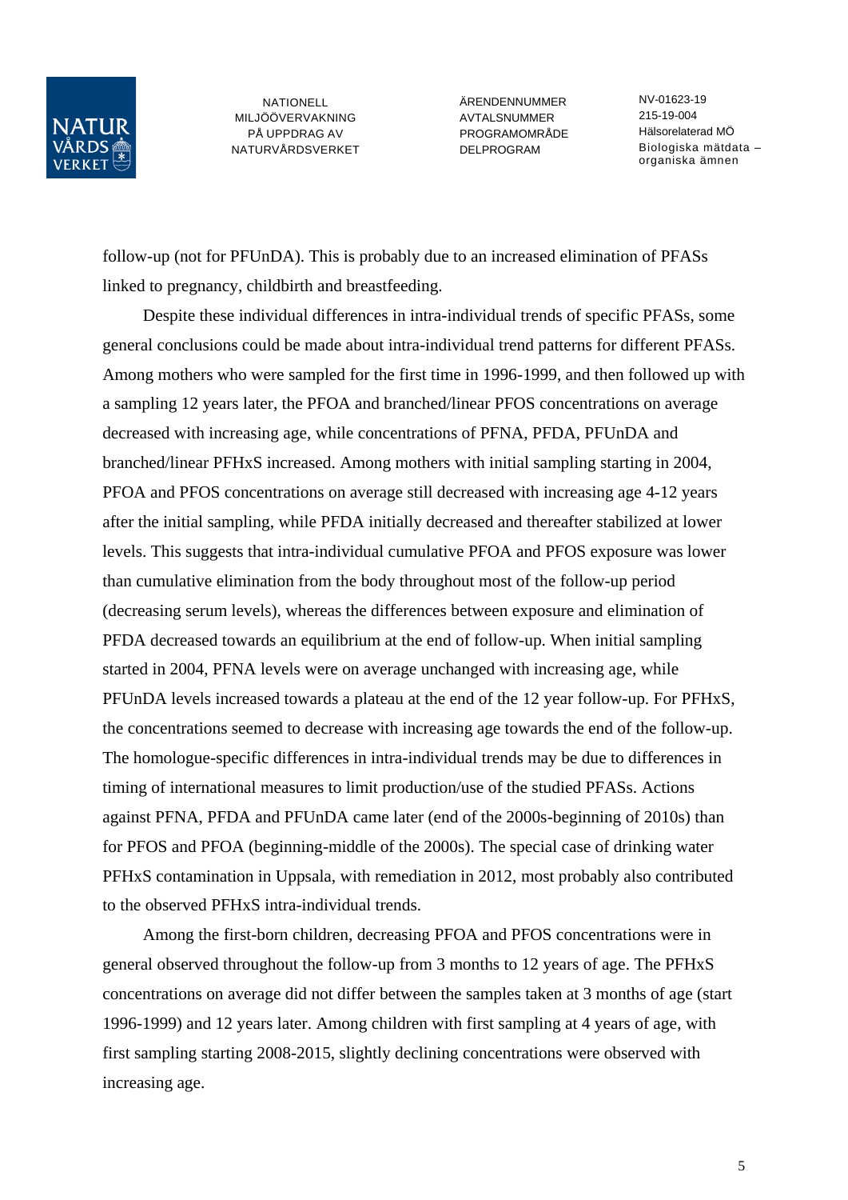follow-up (not for PFUnDA). This is probably due to an increased elimination of PFASs linked to pregnancy, childbirth and breastfeeding.

Despite these individual differences in intra-individual trends of specific PFASs, some general conclusions could be made about intra-individual trend patterns for different PFASs. Among mothers who were sampled for the first time in 1996-1999, and then followed up with a sampling 12 years later, the PFOA and branched/linear PFOS concentrations on average decreased with increasing age, while concentrations of PFNA, PFDA, PFUnDA and branched/linear PFHxS increased. Among mothers with initial sampling starting in 2004, PFOA and PFOS concentrations on average still decreased with increasing age 4-12 years after the initial sampling, while PFDA initially decreased and thereafter stabilized at lower levels. This suggests that intra-individual cumulative PFOA and PFOS exposure was lower than cumulative elimination from the body throughout most of the follow-up period (decreasing serum levels), whereas the differences between exposure and elimination of PFDA decreased towards an equilibrium at the end of follow-up. When initial sampling started in 2004, PFNA levels were on average unchanged with increasing age, while PFUnDA levels increased towards a plateau at the end of the 12 year follow-up. For PFHxS, the concentrations seemed to decrease with increasing age towards the end of the follow-up. The homologue-specific differences in intra-individual trends may be due to differences in timing of international measures to limit production/use of the studied PFASs. Actions against PFNA, PFDA and PFUnDA came later (end of the 2000s-beginning of 2010s) than for PFOS and PFOA (beginning-middle of the 2000s). The special case of drinking water PFHxS contamination in Uppsala, with remediation in 2012, most probably also contributed to the observed PFHxS intra-individual trends.

Among the first-born children, decreasing PFOA and PFOS concentrations were in general observed throughout the follow-up from 3 months to 12 years of age. The PFHxS concentrations on average did not differ between the samples taken at 3 months of age (start 1996-1999) and 12 years later. Among children with first sampling at 4 years of age, with first sampling starting 2008-2015, slightly declining concentrations were observed with increasing age.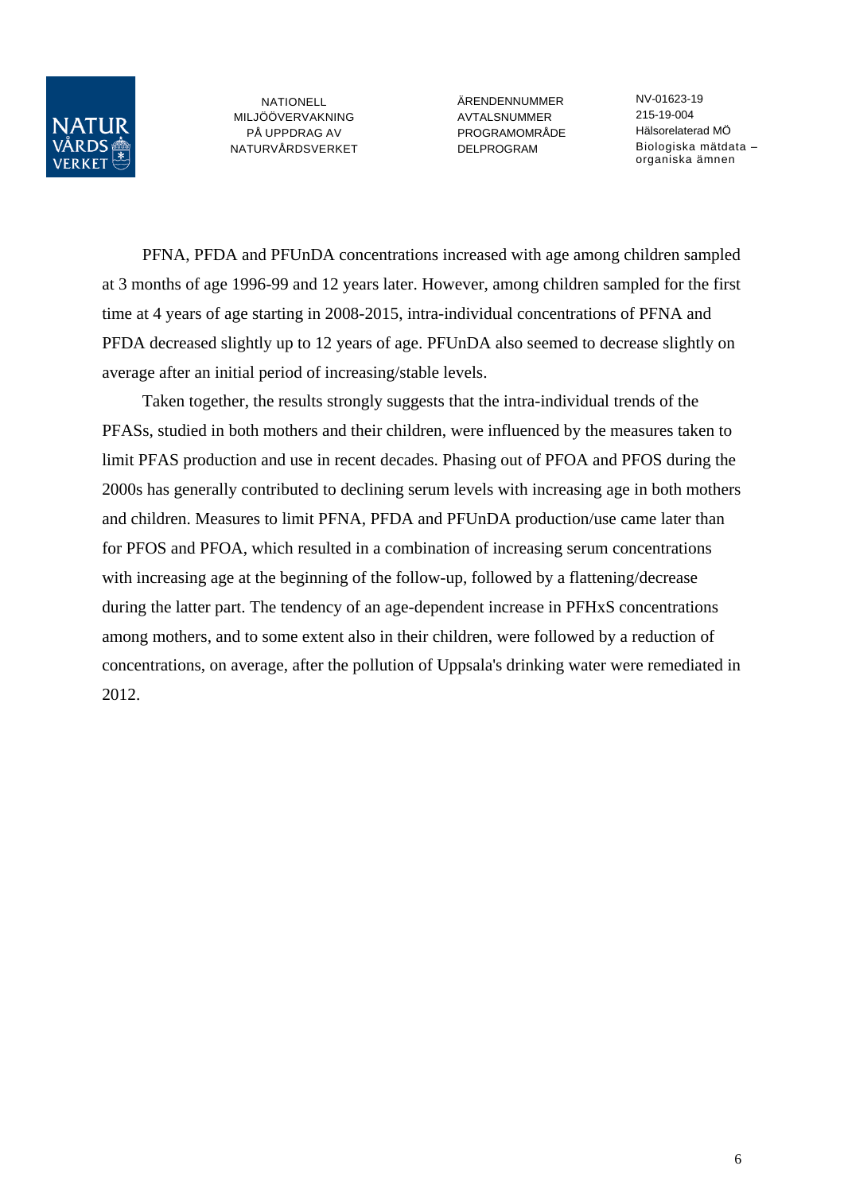PFNA, PFDA and PFUnDA concentrations increased with age among children sampled at 3 months of age 1996-99 and 12 years later. However, among children sampled for the first time at 4 years of age starting in 2008-2015, intra-individual concentrations of PFNA and PFDA decreased slightly up to 12 years of age. PFUnDA also seemed to decrease slightly on average after an initial period of increasing/stable levels.

Taken together, the results strongly suggests that the intra-individual trends of the PFASs, studied in both mothers and their children, were influenced by the measures taken to limit PFAS production and use in recent decades. Phasing out of PFOA and PFOS during the 2000s has generally contributed to declining serum levels with increasing age in both mothers and children. Measures to limit PFNA, PFDA and PFUnDA production/use came later than for PFOS and PFOA, which resulted in a combination of increasing serum concentrations with increasing age at the beginning of the follow-up, followed by a flattening/decrease during the latter part. The tendency of an age-dependent increase in PFHxS concentrations among mothers, and to some extent also in their children, were followed by a reduction of concentrations, on average, after the pollution of Uppsala's drinking water were remediated in 2012.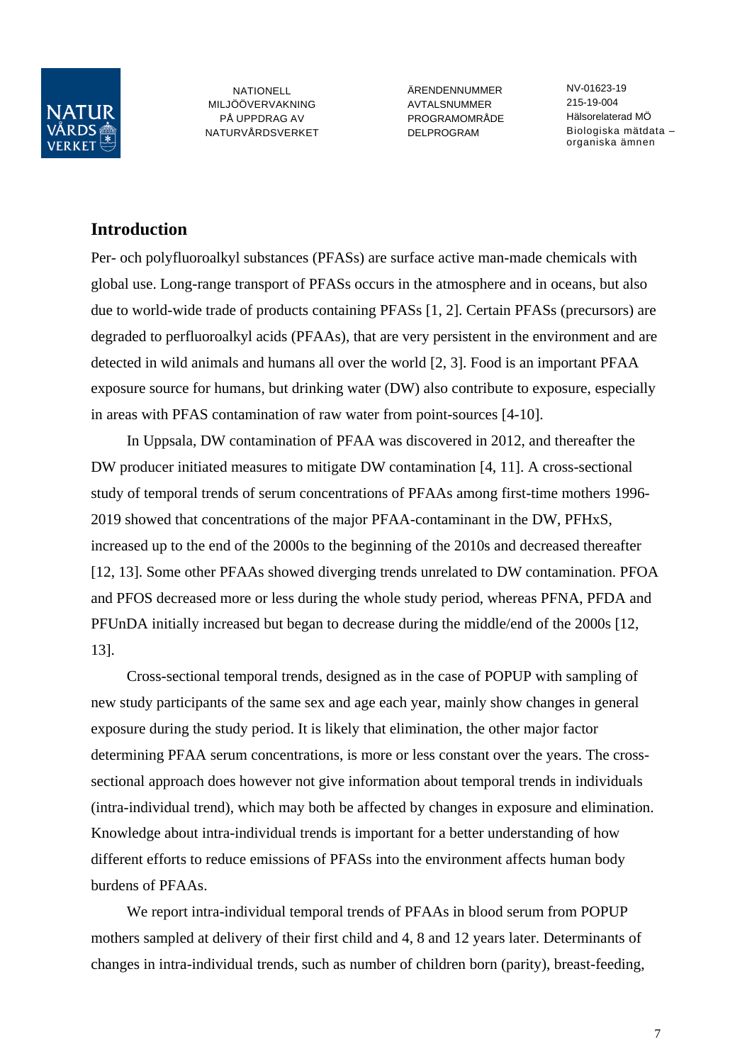## Introduction

Per- och polyfluoroalkyl substances (PFASs) are surface active man-made chemicals with global use. Long-range transport of PFASs occurs in the atmosphere and in oceans, but also due to world-wide trade of products containing PFASs [1, 2]. Certain PFASs (precursors) are degraded to perfluoroalkyl acids (PFAAs), that are very persistent in the environment and are detected in wild animals and humans all over the world [2, 3]. Food is an important PFAA exposure source for humans, but drinking water (DW) also contribute to exposure, especially in areas with PFAS contamination of raw water from point-sources [4-10].

In Uppsala, DW contamination of PFAA was discovered in 2012, and thereafter the DW producer initiated measures to mitigate DW contamination [4, 11]. A cross-sectional study of temporal trends of serum concentrations of PFAAs among first-time mothers 1996-2019 showed that concentrations of the major PFAA-contaminant in the DW, PFHxS, increased up to the end of the 2000s to the beginning of the 2010s and decreased thereafter [12, 13]. Some other PFAAs showed diverging trends unrelated to DW contamination. PFOA and PFOS decreased more or less during the whole study period, whereas PFNA, PFDA and PFUnDA initially increased but began to decrease during the middle/end of the 2000s [12, 13].

Cross-sectional temporal trends, designed as in the case of POPUP with sampling of new study participants of the same sex and age each year, mainly show changes in general exposure during the study period. It is likely that elimination, the other major factor determining PFAA serum concentrations, is more or less constant over the years. The cross-sectional approach does however not give information about temporal trends in individuals (intra-individual trend), which may both be affected by changes in exposure and elimination. Knowledge about intra-individual trends is important for a better understanding of how different efforts to reduce emissions of PFASs into the environment affects human body burdens of PFAAs.

We report intra-individual temporal trends of PFAAs in blood serum from POPUP mothers sampled at delivery of their first child and 4, 8 and 12 years later. Determinants of changes in intra-individual trends, such as number of children born (parity), breast-feeding,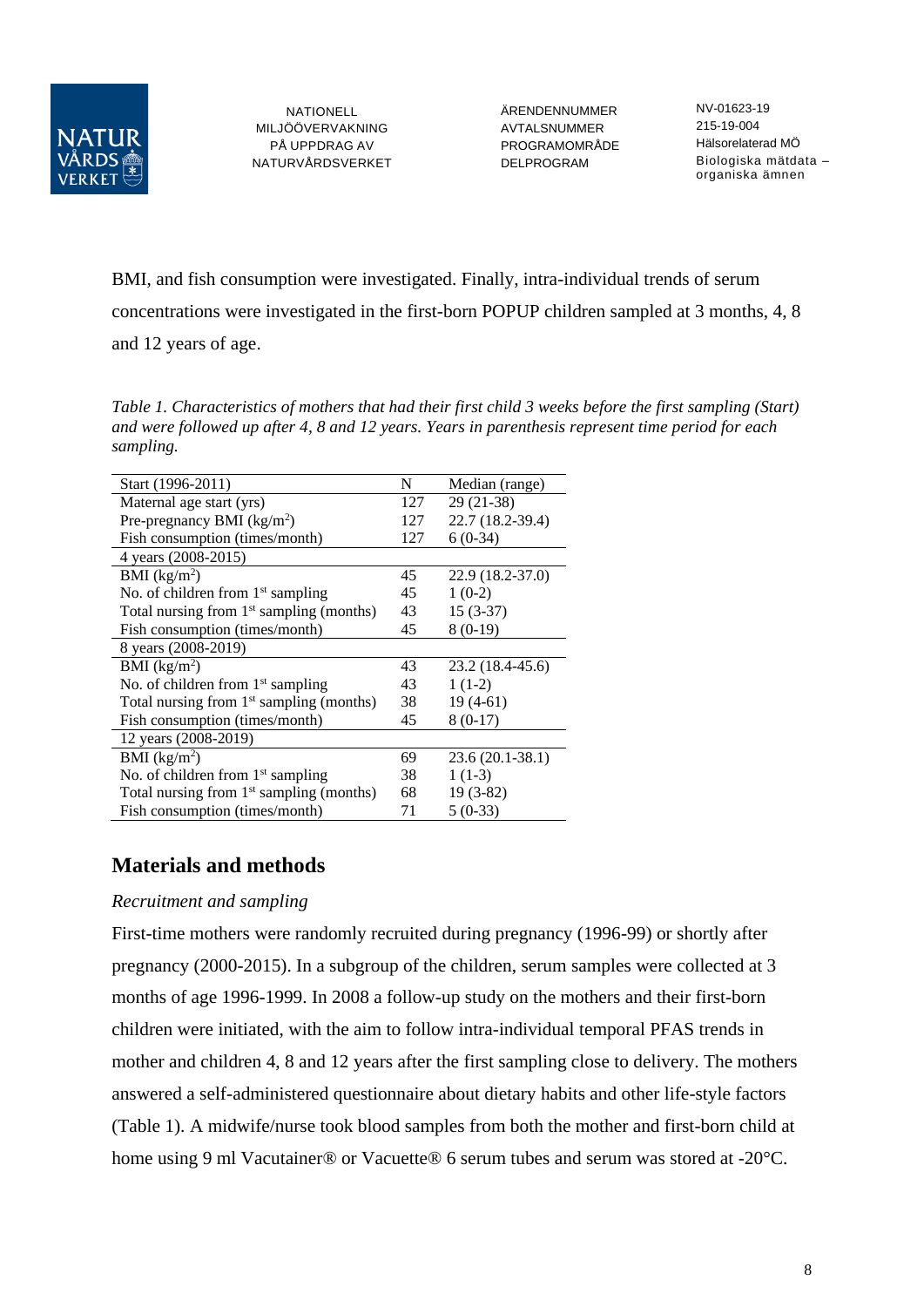BMI, and fish consumption were investigated. Finally, intra-individual trends of serum concentrations were investigated in the first-born POPUP children sampled at 3 months, 4, 8 and 12 years of age.

*Table 1. Characteristics of mothers that had their first child 3 weeks before the first sampling (Start) and were followed up after 4, 8 and 12 years. Years in parenthesis represent time period for each sampling.*

| Start (1996-2011) | N | Median (range) |
|---|---|---|
| Maternal age start (yrs) | 127 | 29 (21-38) |
| Pre-pregnancy BMI ($kg/m^2$) | 127 | 22.7 (18.2-39.4) |
| Fish consumption (times/month) | 127 | 6 (0-34) |
| 4 years (2008-2015) | | |
| BMI ($kg/m^2$) | 45 | 22.9 (18.2-37.0) |
| No. of children from 1st sampling | 45 | 1 (0-2) |
| Total nursing from 1st sampling (months) | 43 | 15 (3-37) |
| Fish consumption (times/month) | 45 | 8 (0-19) |
| 8 years (2008-2019) | | |
| BMI ($kg/m^2$) | 43 | 23.2 (18.4-45.6) |
| No. of children from 1st sampling | 43 | 1 (1-2) |
| Total nursing from 1st sampling (months) | 38 | 19 (4-61) |
| Fish consumption (times/month) | 45 | 8 (0-17) |
| 12 years (2008-2019) | | |
| BMI ($kg/m^2$) | 69 | 23.6 (20.1-38.1) |
| No. of children from 1st sampling | 38 | 1 (1-3) |
| Total nursing from 1st sampling (months) | 68 | 19 (3-82) |
| Fish consumption (times/month) | 71 | 5 (0-33) |

## Materials and methods

*Recruitment and sampling*

First-time mothers were randomly recruited during pregnancy (1996-99) or shortly after pregnancy (2000-2015). In a subgroup of the children, serum samples were collected at 3 months of age 1996-1999. In 2008 a follow-up study on the mothers and their first-born children were initiated, with the aim to follow intra-individual temporal PFAS trends in mother and children 4, 8 and 12 years after the first sampling close to delivery. The mothers answered a self-administered questionnaire about dietary habits and other life-style factors (Table 1). A midwife/nurse took blood samples from both the mother and first-born child at home using 9 ml Vacutainer® or Vacuette® 6 serum tubes and serum was stored at -20°C.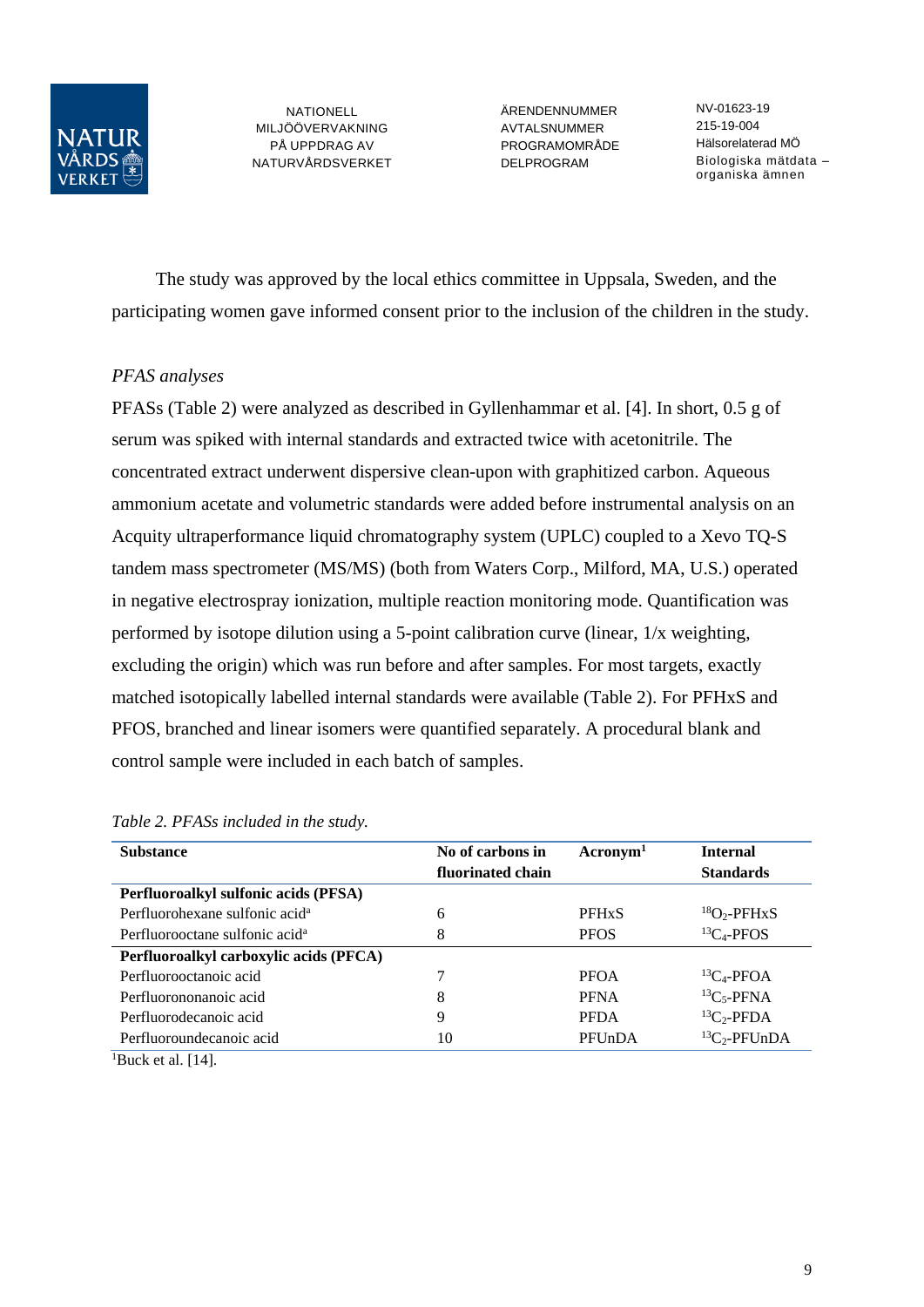The study was approved by the local ethics committee in Uppsala, Sweden, and the participating women gave informed consent prior to the inclusion of the children in the study.

*PFAS analyses*

PFASs (Table 2) were analyzed as described in Gyllenhammar et al. [4]. In short, 0.5 g of serum was spiked with internal standards and extracted twice with acetonitrile. The concentrated extract underwent dispersive clean-upon with graphitized carbon. Aqueous ammonium acetate and volumetric standards were added before instrumental analysis on an Acquity ultraperformance liquid chromatography system (UPLC) coupled to a Xevo TQ-S tandem mass spectrometer (MS/MS) (both from Waters Corp., Milford, MA, U.S.) operated in negative electrospray ionization, multiple reaction monitoring mode. Quantification was performed by isotope dilution using a 5-point calibration curve (linear, 1/x weighting, excluding the origin) which was run before and after samples. For most targets, exactly matched isotopically labelled internal standards were available (Table 2). For PFHxS and PFOS, branched and linear isomers were quantified separately. A procedural blank and control sample were included in each batch of samples.

*Table 2. PFASs included in the study.*

| Substance | No of carbons in fluorinated chain | Acronym[1] | Internal Standards |
|---|---|---|---|
| **Perfluoroalkyl sulfonic acids (PFSA)** | | | |
| Perfluorohexane sulfonic acid[a] | 6 | PFHxS | $^{18}O_2$-PFHxS |
| Perfluorooctane sulfonic acid[a] | 8 | PFOS | $^{13}C_4$-PFOS |
| **Perfluoroalkyl carboxylic acids (PFCA)** | | | |
| Perfluorooctanoic acid | 7 | PFOA | $^{13}C_4$-PFOA |
| Perfluorononanoic acid | 8 | PFNA | $^{13}C_5$-PFNA |
| Perfluorodecanoic acid | 9 | PFDA | $^{13}C_2$-PFDA |
| Perfluoroundecanoic acid | 10 | PFUnDA | $^{13}C_2$-PFUnDA |

[1]Buck et al. [14].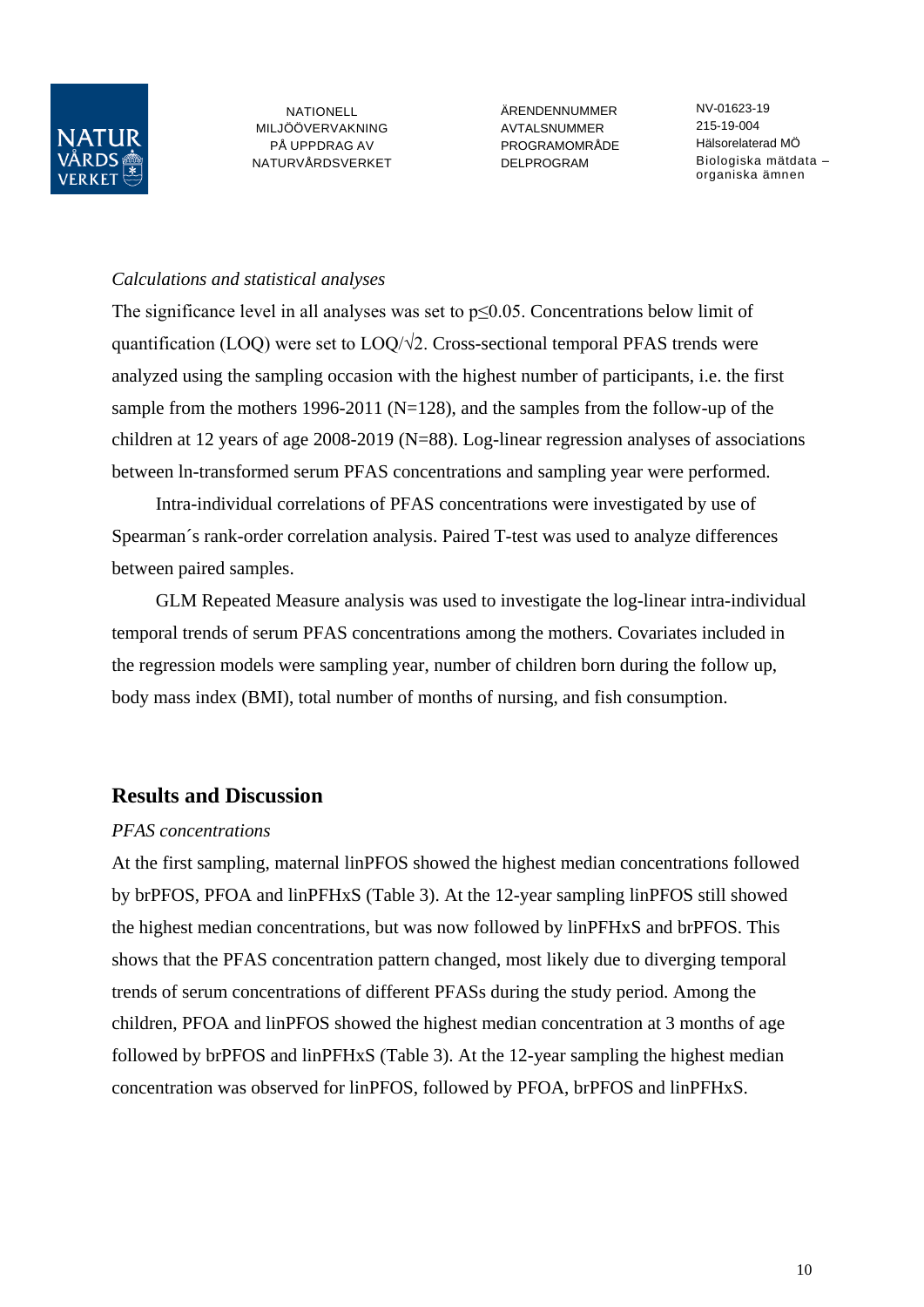*Calculations and statistical analyses*

The significance level in all analyses was set to $p \leq 0.05$. Concentrations below limit of quantification (LOQ) were set to LOQ/$\sqrt{2}$. Cross-sectional temporal PFAS trends were analyzed using the sampling occasion with the highest number of participants, i.e. the first sample from the mothers 1996-2011 (N=128), and the samples from the follow-up of the children at 12 years of age 2008-2019 (N=88). Log-linear regression analyses of associations between ln-transformed serum PFAS concentrations and sampling year were performed.

Intra-individual correlations of PFAS concentrations were investigated by use of Spearman´s rank-order correlation analysis. Paired T-test was used to analyze differences between paired samples.

GLM Repeated Measure analysis was used to investigate the log-linear intra-individual temporal trends of serum PFAS concentrations among the mothers. Covariates included in the regression models were sampling year, number of children born during the follow up, body mass index (BMI), total number of months of nursing, and fish consumption.

## Results and Discussion

*PFAS concentrations*

At the first sampling, maternal linPFOS showed the highest median concentrations followed by brPFOS, PFOA and linPFHxS (Table 3). At the 12-year sampling linPFOS still showed the highest median concentrations, but was now followed by linPFHxS and brPFOS. This shows that the PFAS concentration pattern changed, most likely due to diverging temporal trends of serum concentrations of different PFASs during the study period. Among the children, PFOA and linPFOS showed the highest median concentration at 3 months of age followed by brPFOS and linPFHxS (Table 3). At the 12-year sampling the highest median concentration was observed for linPFOS, followed by PFOA, brPFOS and linPFHxS.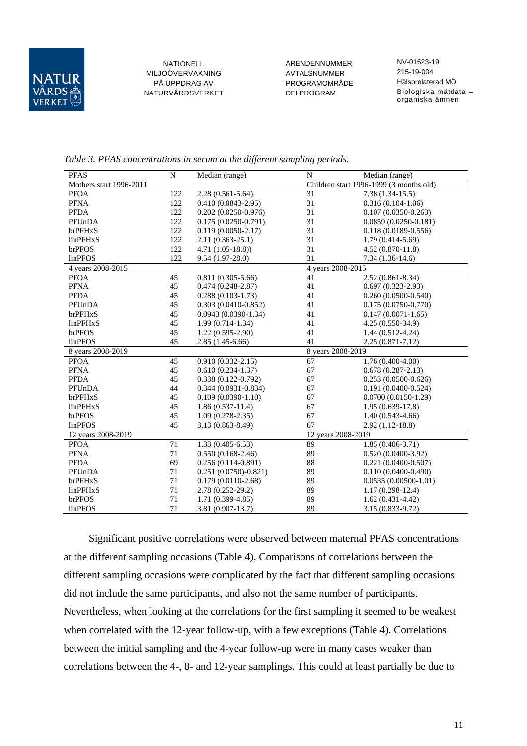*Table 3. PFAS concentrations in serum at the different sampling periods.*

| PFAS | N | Median (range) | N | Median (range) |
|---|---|---|---|---|
| Mothers start 1996-2011 | | | Children start 1996-1999 (3 months old) | |
| PFOA | 122 | 2.28 (0.561-5.64) | 31 | 7.38 (1.34-15.5) |
| PFNA | 122 | 0.410 (0.0843-2.95) | 31 | 0.316 (0.104-1.06) |
| PFDA | 122 | 0.202 (0.0250-0.976) | 31 | 0.107 (0.0350-0.263) |
| PFUnDA | 122 | 0.175 (0.0250-0.791) | 31 | 0.0859 (0.0250-0.181) |
| brPFHxS | 122 | 0.119 (0.0050-2.17) | 31 | 0.118 (0.0189-0.556) |
| linPFHxS | 122 | 2.11 (0.363-25.1) | 31 | 1.79 (0.414-5.69) |
| brPFOS | 122 | 4.71 (1.05-18.8)) | 31 | 4.52 (0.870-11.8) |
| linPFOS | 122 | 9.54 (1.97-28.0) | 31 | 7.34 (1.36-14.6) |
| 4 years 2008-2015 | | | 4 years 2008-2015 | |
| PFOA | 45 | 0.811 (0.305-5.66) | 41 | 2.52 (0.861-8.34) |
| PFNA | 45 | 0.474 (0.248-2.87) | 41 | 0.697 (0.323-2.93) |
| PFDA | 45 | 0.288 (0.103-1.73) | 41 | 0.260 (0.0500-0.540) |
| PFUnDA | 45 | 0.303 (0.0410-0.852) | 41 | 0.175 (0.0750-0.770) |
| brPFHxS | 45 | 0.0943 (0.0390-1.34) | 41 | 0.147 (0.0071-1.65) |
| linPFHxS | 45 | 1.99 (0.714-1.34) | 41 | 4.25 (0.550-34.9) |
| brPFOS | 45 | 1.22 (0.595-2.90) | 41 | 1.44 (0.512-4.24) |
| linPFOS | 45 | 2.85 (1.45-6.66) | 41 | 2.25 (0.871-7.12) |
| 8 years 2008-2019 | | | 8 years 2008-2019 | |
| PFOA | 45 | 0.910 (0.332-2.15) | 67 | 1.76 (0.400-4.00) |
| PFNA | 45 | 0.610 (0.234-1.37) | 67 | 0.678 (0.287-2.13) |
| PFDA | 45 | 0.338 (0.122-0.792) | 67 | 0.253 (0.0500-0.626) |
| PFUnDA | 44 | 0.344 (0.0931-0.834) | 67 | 0.191 (0.0400-0.524) |
| brPFHxS | 45 | 0.109 (0.0390-1.10) | 67 | 0.0700 (0.0150-1.29) |
| linPFHxS | 45 | 1.86 (0.537-11.4) | 67 | 1.95 (0.639-17.8) |
| brPFOS | 45 | 1.09 (0.278-2.35) | 67 | 1.40 (0.543-4.66) |
| linPFOS | 45 | 3.13 (0.863-8.49) | 67 | 2.92 (1.12-18.8) |
| 12 years 2008-2019 | | | 12 years 2008-2019 | |
| PFOA | 71 | 1.33 (0.405-6.53) | 89 | 1.85 (0.406-3.71) |
| PFNA | 71 | 0.550 (0.168-2.46) | 89 | 0.520 (0.0400-3.92) |
| PFDA | 69 | 0.256 (0.114-0.891) | 88 | 0.221 (0.0400-0.507) |
| PFUnDA | 71 | 0.251 (0.0750)-0.821) | 89 | 0.110 (0.0400-0.490) |
| brPFHxS | 71 | 0.179 (0.0110-2.68) | 89 | 0.0535 (0.00500-1.01) |
| linPFHxS | 71 | 2.78 (0.252-29.2) | 89 | 1.17 (0.298-12.4) |
| brPFOS | 71 | 1.71 (0.399-4.85) | 89 | 1.62 (0.431-4.42) |
| linPFOS | 71 | 3.81 (0.907-13.7) | 89 | 3.15 (0.833-9.72) |

Significant positive correlations were observed between maternal PFAS concentrations at the different sampling occasions (Table 4). Comparisons of correlations between the different sampling occasions were complicated by the fact that different sampling occasions did not include the same participants, and also not the same number of participants. Nevertheless, when looking at the correlations for the first sampling it seemed to be weakest when correlated with the 12-year follow-up, with a few exceptions (Table 4). Correlations between the initial sampling and the 4-year follow-up were in many cases weaker than correlations between the 4-, 8- and 12-year samplings. This could at least partially be due to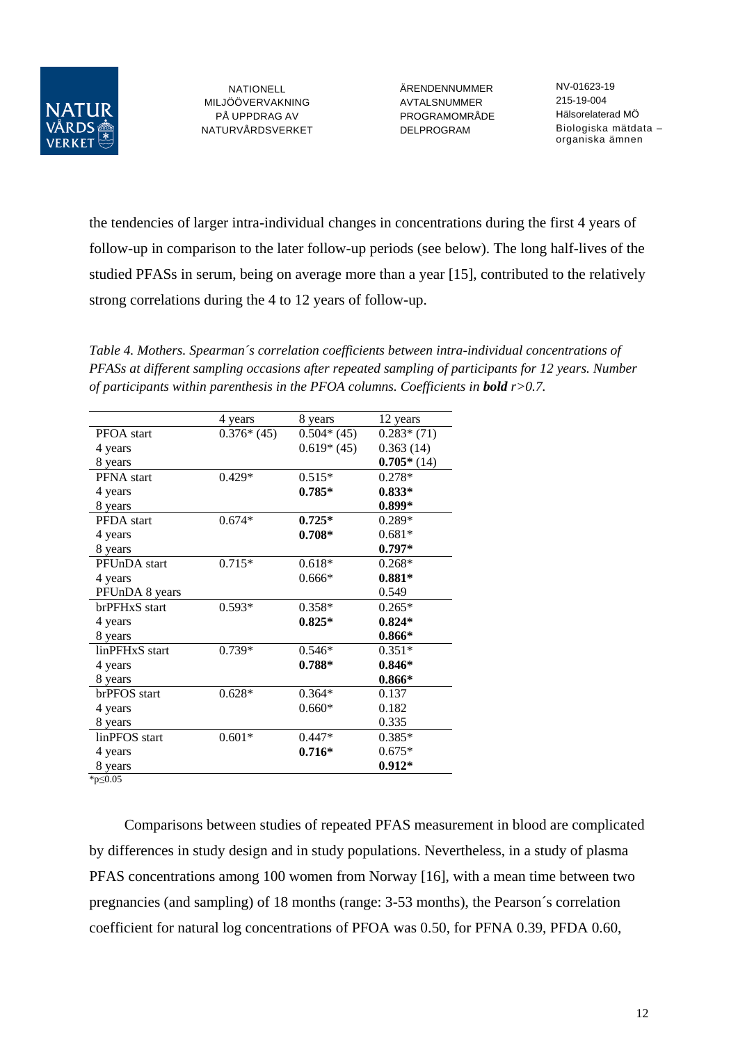the tendencies of larger intra-individual changes in concentrations during the first 4 years of follow-up in comparison to the later follow-up periods (see below). The long half-lives of the studied PFASs in serum, being on average more than a year [15], contributed to the relatively strong correlations during the 4 to 12 years of follow-up.

*Table 4. Mothers. Spearman´s correlation coefficients between intra-individual concentrations of PFASs at different sampling occasions after repeated sampling of participants for 12 years. Number of participants within parenthesis in the PFOA columns. Coefficients in **bold** r>0.7.*

| | 4 years | 8 years | 12 years |
|---|---|---|---|
| PFOA start | 0.376* (45) | 0.504* (45) | 0.283* (71) |
| 4 years | | 0.619* (45) | 0.363 (14) |
| 8 years | | | **0.705*** (14) |
| PFNA start | 0.429* | 0.515* | 0.278* |
| 4 years | | **0.785*** | **0.833*** |
| 8 years | | | **0.899*** |
| PFDA start | 0.674* | **0.725*** | 0.289* |
| 4 years | | **0.708*** | 0.681* |
| 8 years | | | **0.797*** |
| PFUnDA start | 0.715* | 0.618* | 0.268* |
| 4 years | | 0.666* | **0.881*** |
| PFUnDA 8 years | | | 0.549 |
| brPFHxS start | 0.593* | 0.358* | 0.265* |
| 4 years | | **0.825*** | **0.824*** |
| 8 years | | | **0.866*** |
| linPFHxS start | 0.739* | 0.546* | 0.351* |
| 4 years | | **0.788*** | **0.846*** |
| 8 years | | | **0.866*** |
| brPFOS start | 0.628* | 0.364* | 0.137 |
| 4 years | | 0.660* | 0.182 |
| 8 years | | | 0.335 |
| linPFOS start | 0.601* | 0.447* | 0.385* |
| 4 years | | **0.716*** | 0.675* |
| 8 years | | | **0.912*** |

*p≤0.05

Comparisons between studies of repeated PFAS measurement in blood are complicated by differences in study design and in study populations. Nevertheless, in a study of plasma PFAS concentrations among 100 women from Norway [16], with a mean time between two pregnancies (and sampling) of 18 months (range: 3-53 months), the Pearson´s correlation coefficient for natural log concentrations of PFOA was 0.50, for PFNA 0.39, PFDA 0.60,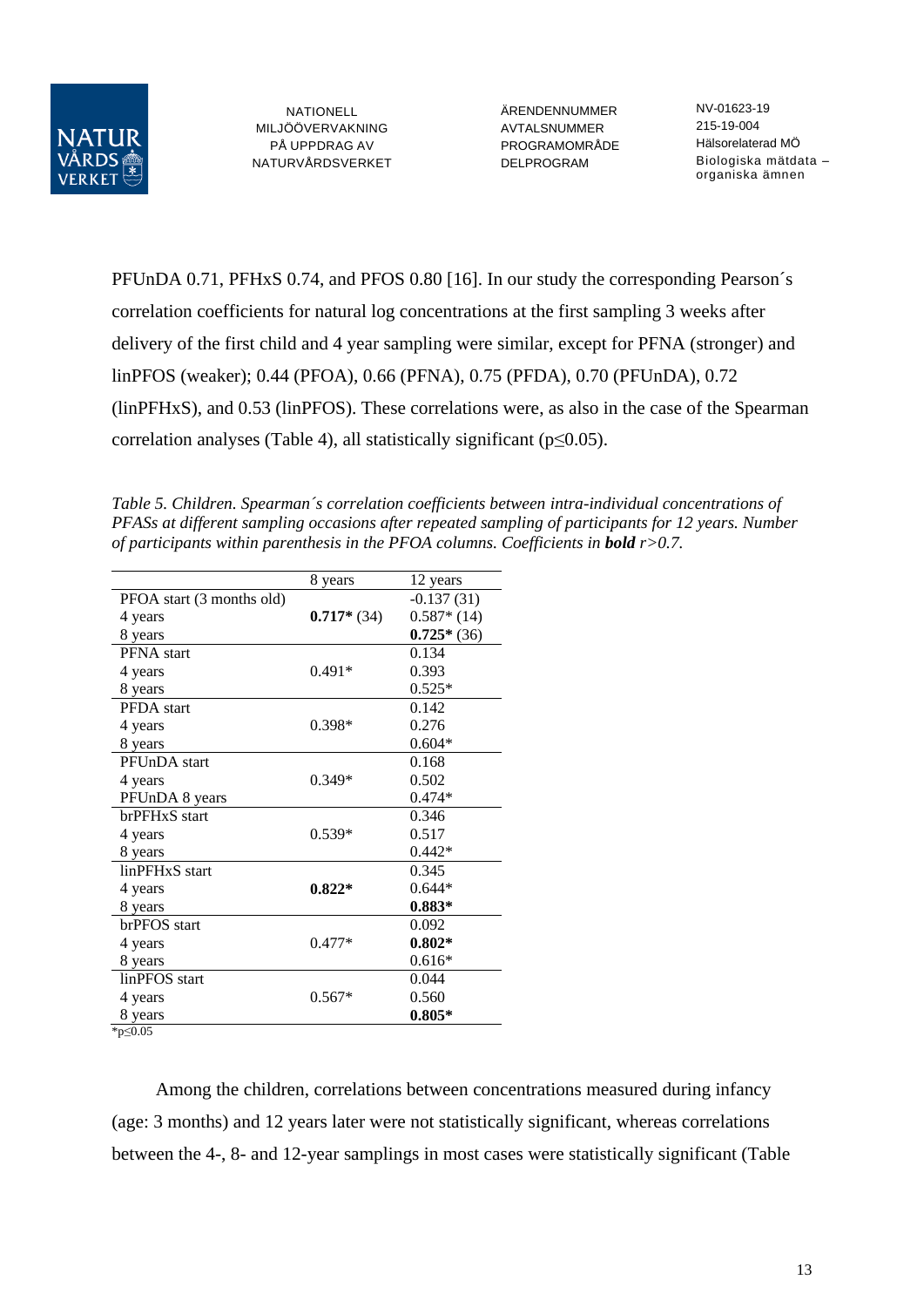PFUnDA 0.71, PFHxS 0.74, and PFOS 0.80 [16]. In our study the corresponding Pearson´s correlation coefficients for natural log concentrations at the first sampling 3 weeks after delivery of the first child and 4 year sampling were similar, except for PFNA (stronger) and linPFOS (weaker); 0.44 (PFOA), 0.66 (PFNA), 0.75 (PFDA), 0.70 (PFUnDA), 0.72 (linPFHxS), and 0.53 (linPFOS). These correlations were, as also in the case of the Spearman correlation analyses (Table 4), all statistically significant (p≤0.05).

*Table 5. Children. Spearman´s correlation coefficients between intra-individual concentrations of PFASs at different sampling occasions after repeated sampling of participants for 12 years. Number of participants within parenthesis in the PFOA columns. Coefficients in **bold** r>0.7.*

| | 8 years | 12 years |
|---|---|---|
| PFOA start (3 months old) | | -0.137 (31) |
| 4 years | **0.717*** (34) | 0.587* (14) |
| 8 years | | **0.725*** (36) |
| PFNA start | | 0.134 |
| 4 years | 0.491* | 0.393 |
| 8 years | | 0.525* |
| PFDA start | | 0.142 |
| 4 years | 0.398* | 0.276 |
| 8 years | | 0.604* |
| PFUnDA start | | 0.168 |
| 4 years | 0.349* | 0.502 |
| PFUnDA 8 years | | 0.474* |
| brPFHxS start | | 0.346 |
| 4 years | 0.539* | 0.517 |
| 8 years | | 0.442* |
| linPFHxS start | | 0.345 |
| 4 years | **0.822*** | 0.644* |
| 8 years | | **0.883*** |
| brPFOS start | | 0.092 |
| 4 years | 0.477* | **0.802*** |
| 8 years | | 0.616* |
| linPFOS start | | 0.044 |
| 4 years | 0.567* | 0.560 |
| 8 years | | **0.805*** |

*p≤0.05

Among the children, correlations between concentrations measured during infancy (age: 3 months) and 12 years later were not statistically significant, whereas correlations between the 4-, 8- and 12-year samplings in most cases were statistically significant (Table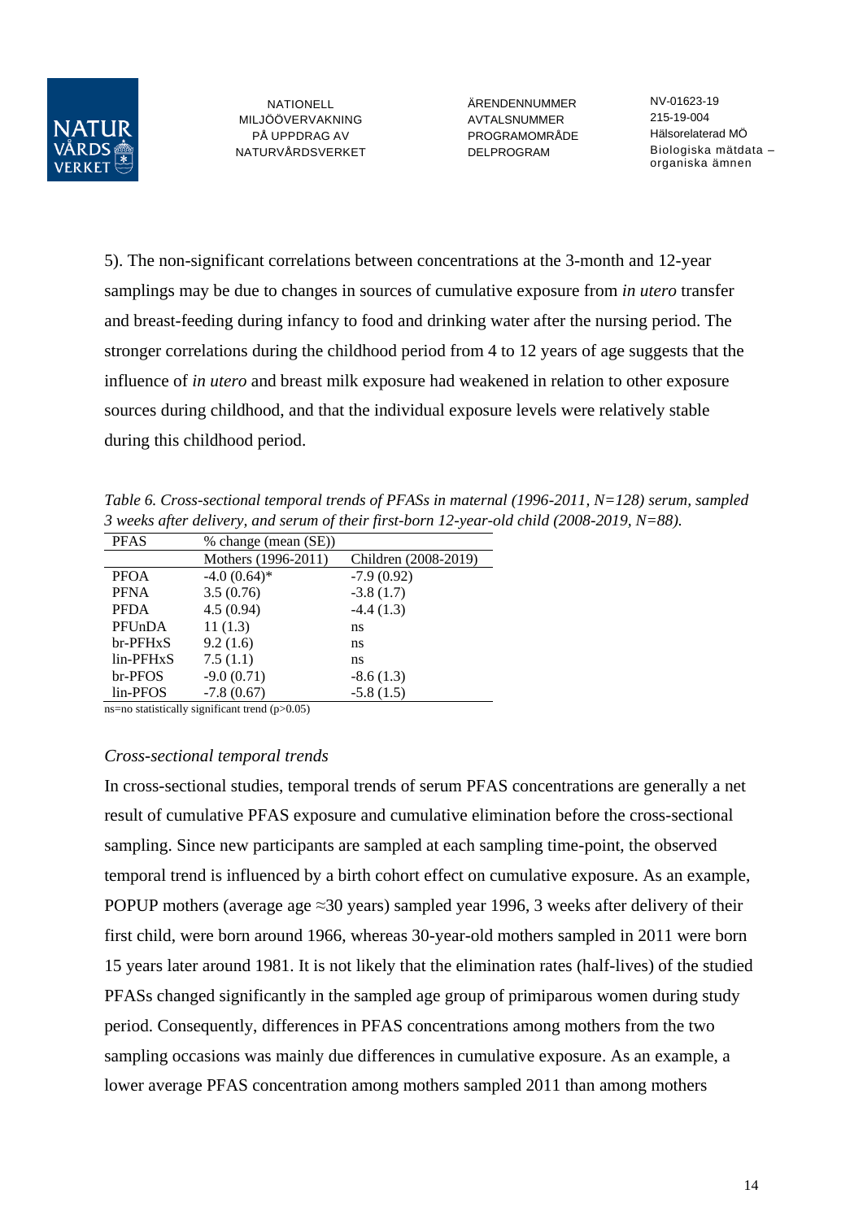5). The non-significant correlations between concentrations at the 3-month and 12-year samplings may be due to changes in sources of cumulative exposure from *in utero* transfer and breast-feeding during infancy to food and drinking water after the nursing period. The stronger correlations during the childhood period from 4 to 12 years of age suggests that the influence of *in utero* and breast milk exposure had weakened in relation to other exposure sources during childhood, and that the individual exposure levels were relatively stable during this childhood period.

*Table 6. Cross-sectional temporal trends of PFASs in maternal (1996-2011, N=128) serum, sampled 3 weeks after delivery, and serum of their first-born 12-year-old child (2008-2019, N=88).*

| PFAS | % change (mean (SE)) | |
|---|---|---|
| | Mothers (1996-2011) | Children (2008-2019) |
| PFOA | -4.0 (0.64)* | -7.9 (0.92) |
| PFNA | 3.5 (0.76) | -3.8 (1.7) |
| PFDA | 4.5 (0.94) | -4.4 (1.3) |
| PFUnDA | 11 (1.3) | ns |
| br-PFHxS | 9.2 (1.6) | ns |
| lin-PFHxS | 7.5 (1.1) | ns |
| br-PFOS | -9.0 (0.71) | -8.6 (1.3) |
| lin-PFOS | -7.8 (0.67) | -5.8 (1.5) |

ns=no statistically significant trend ($p>0.05$)

*Cross-sectional temporal trends*

In cross-sectional studies, temporal trends of serum PFAS concentrations are generally a net result of cumulative PFAS exposure and cumulative elimination before the cross-sectional sampling. Since new participants are sampled at each sampling time-point, the observed temporal trend is influenced by a birth cohort effect on cumulative exposure. As an example, POPUP mothers (average age ≈30 years) sampled year 1996, 3 weeks after delivery of their first child, were born around 1966, whereas 30-year-old mothers sampled in 2011 were born 15 years later around 1981. It is not likely that the elimination rates (half-lives) of the studied PFASs changed significantly in the sampled age group of primiparous women during study period. Consequently, differences in PFAS concentrations among mothers from the two sampling occasions was mainly due differences in cumulative exposure. As an example, a lower average PFAS concentration among mothers sampled 2011 than among mothers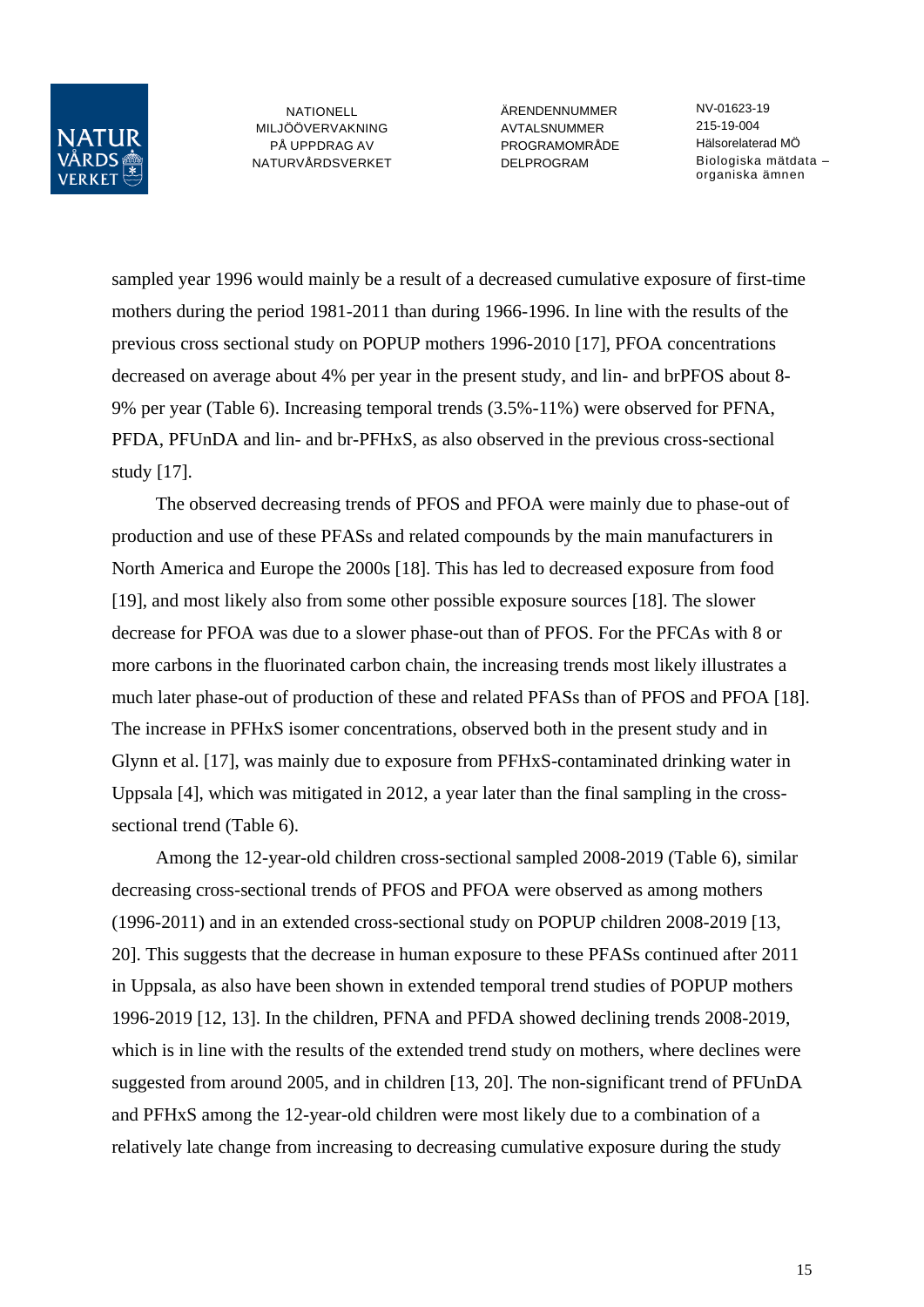sampled year 1996 would mainly be a result of a decreased cumulative exposure of first-time mothers during the period 1981-2011 than during 1966-1996. In line with the results of the previous cross sectional study on POPUP mothers 1996-2010 [17], PFOA concentrations decreased on average about 4% per year in the present study, and lin- and brPFOS about 8-9% per year (Table 6). Increasing temporal trends (3.5%-11%) were observed for PFNA, PFDA, PFUnDA and lin- and br-PFHxS, as also observed in the previous cross-sectional study [17].

The observed decreasing trends of PFOS and PFOA were mainly due to phase-out of production and use of these PFASs and related compounds by the main manufacturers in North America and Europe the 2000s [18]. This has led to decreased exposure from food [19], and most likely also from some other possible exposure sources [18]. The slower decrease for PFOA was due to a slower phase-out than of PFOS. For the PFCAs with 8 or more carbons in the fluorinated carbon chain, the increasing trends most likely illustrates a much later phase-out of production of these and related PFASs than of PFOS and PFOA [18]. The increase in PFHxS isomer concentrations, observed both in the present study and in Glynn et al. [17], was mainly due to exposure from PFHxS-contaminated drinking water in Uppsala [4], which was mitigated in 2012, a year later than the final sampling in the cross-sectional trend (Table 6).

Among the 12-year-old children cross-sectional sampled 2008-2019 (Table 6), similar decreasing cross-sectional trends of PFOS and PFOA were observed as among mothers (1996-2011) and in an extended cross-sectional study on POPUP children 2008-2019 [13, 20]. This suggests that the decrease in human exposure to these PFASs continued after 2011 in Uppsala, as also have been shown in extended temporal trend studies of POPUP mothers 1996-2019 [12, 13]. In the children, PFNA and PFDA showed declining trends 2008-2019, which is in line with the results of the extended trend study on mothers, where declines were suggested from around 2005, and in children [13, 20]. The non-significant trend of PFUnDA and PFHxS among the 12-year-old children were most likely due to a combination of a relatively late change from increasing to decreasing cumulative exposure during the study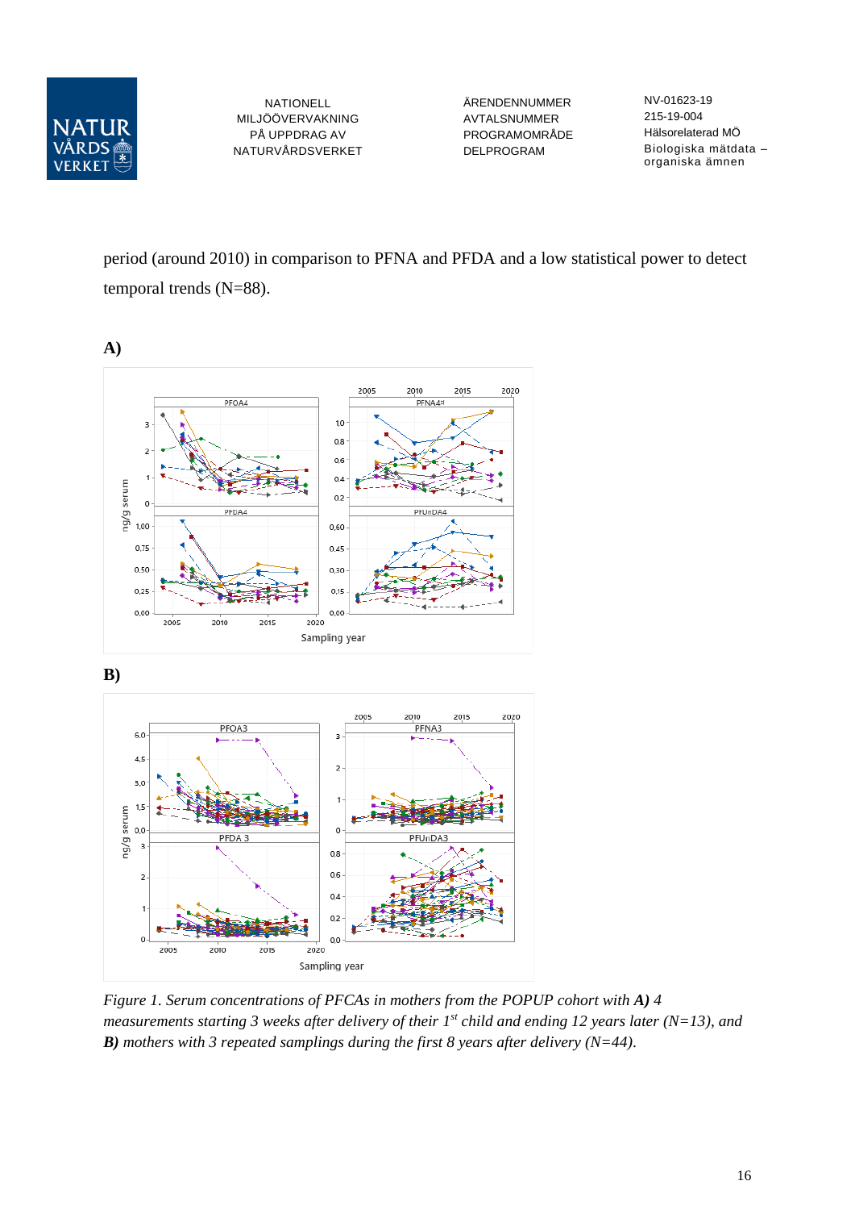period (around 2010) in comparison to PFNA and PFDA and a low statistical power to detect temporal trends (N=88).

**A)**

**B)**

*Figure 1. Serum concentrations of PFCAs in mothers from the POPUP cohort with **A)** 4 measurements starting 3 weeks after delivery of their 1st child and ending 12 years later (N=13), and **B)** mothers with 3 repeated samplings during the first 8 years after delivery (N=44).*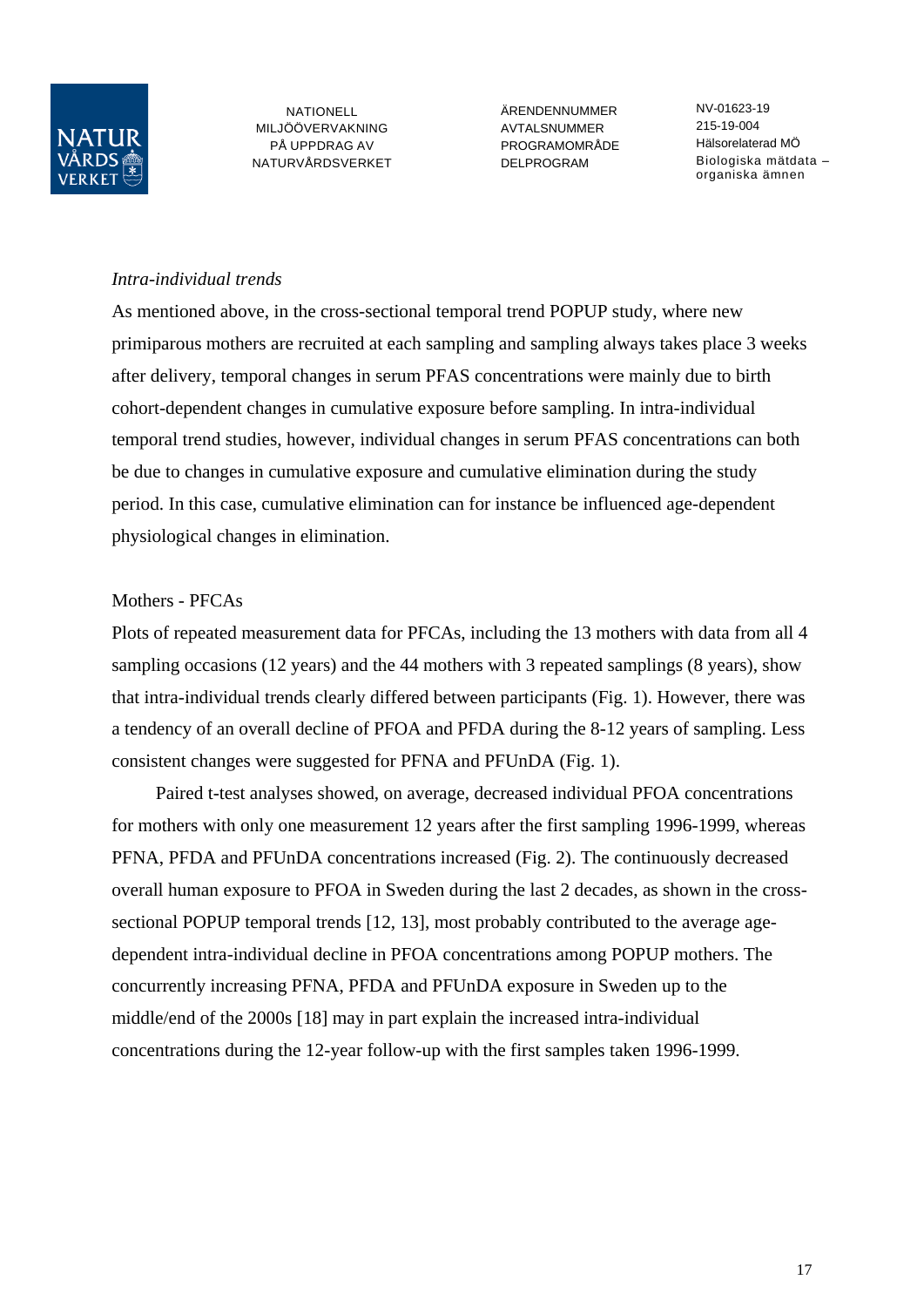*Intra-individual trends*

As mentioned above, in the cross-sectional temporal trend POPUP study, where new primiparous mothers are recruited at each sampling and sampling always takes place 3 weeks after delivery, temporal changes in serum PFAS concentrations were mainly due to birth cohort-dependent changes in cumulative exposure before sampling. In intra-individual temporal trend studies, however, individual changes in serum PFAS concentrations can both be due to changes in cumulative exposure and cumulative elimination during the study period. In this case, cumulative elimination can for instance be influenced age-dependent physiological changes in elimination.

Mothers - PFCAs

Plots of repeated measurement data for PFCAs, including the 13 mothers with data from all 4 sampling occasions (12 years) and the 44 mothers with 3 repeated samplings (8 years), show that intra-individual trends clearly differed between participants (Fig. 1). However, there was a tendency of an overall decline of PFOA and PFDA during the 8-12 years of sampling. Less consistent changes were suggested for PFNA and PFUnDA (Fig. 1).

Paired t-test analyses showed, on average, decreased individual PFOA concentrations for mothers with only one measurement 12 years after the first sampling 1996-1999, whereas PFNA, PFDA and PFUnDA concentrations increased (Fig. 2). The continuously decreased overall human exposure to PFOA in Sweden during the last 2 decades, as shown in the cross-sectional POPUP temporal trends [12, 13], most probably contributed to the average age-dependent intra-individual decline in PFOA concentrations among POPUP mothers. The concurrently increasing PFNA, PFDA and PFUnDA exposure in Sweden up to the middle/end of the 2000s [18] may in part explain the increased intra-individual concentrations during the 12-year follow-up with the first samples taken 1996-1999.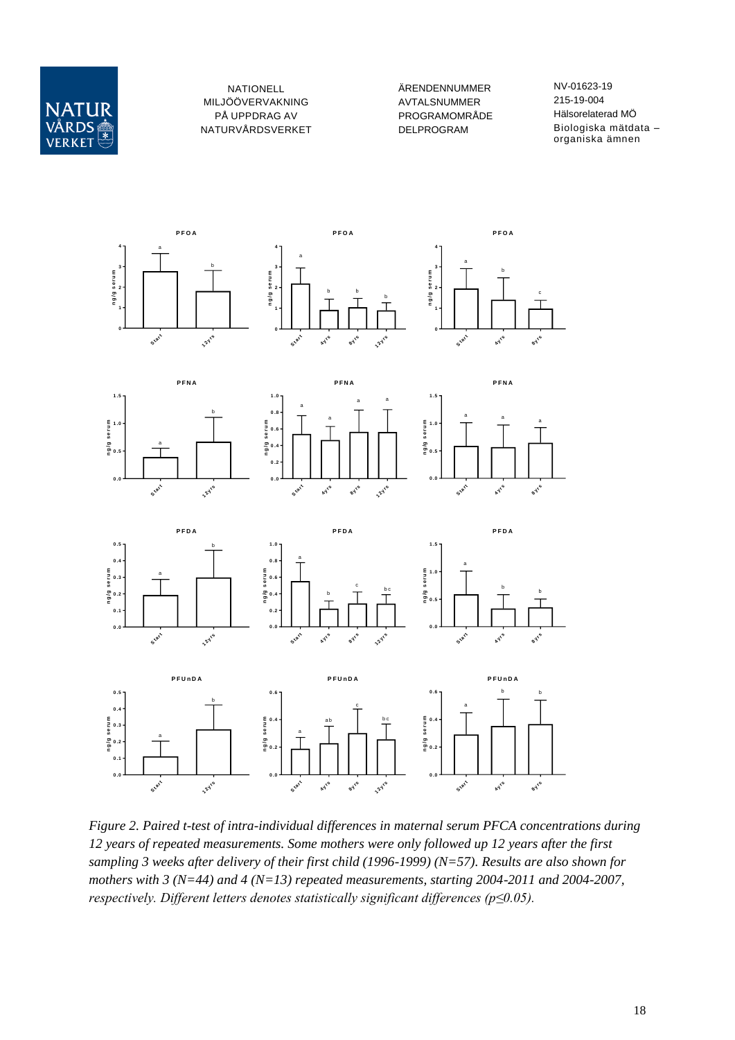Figure 2. Paired t-test of intra-individual differences in maternal serum PFCA concentrations during 12 years of repeated measurements. Some mothers were only followed up 12 years after the first sampling 3 weeks after delivery of their first child (1996-1999) (N=57). Results are also shown for mothers with 3 (N=44) and 4 (N=13) repeated measurements, starting 2004-2011 and 2004-2007, respectively. Different letters denotes statistically significant differences ($p \leq 0.05$).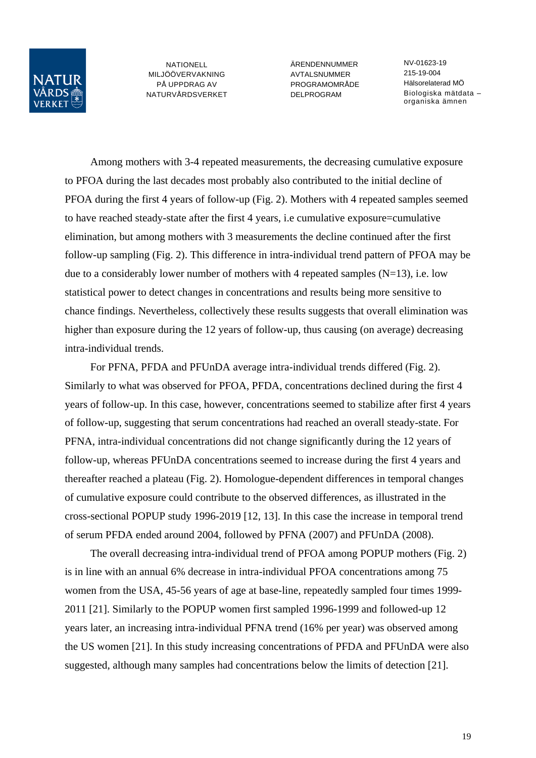Among mothers with 3-4 repeated measurements, the decreasing cumulative exposure to PFOA during the last decades most probably also contributed to the initial decline of PFOA during the first 4 years of follow-up (Fig. 2). Mothers with 4 repeated samples seemed to have reached steady-state after the first 4 years, i.e cumulative exposure=cumulative elimination, but among mothers with 3 measurements the decline continued after the first follow-up sampling (Fig. 2). This difference in intra-individual trend pattern of PFOA may be due to a considerably lower number of mothers with 4 repeated samples (N=13), i.e. low statistical power to detect changes in concentrations and results being more sensitive to chance findings. Nevertheless, collectively these results suggests that overall elimination was higher than exposure during the 12 years of follow-up, thus causing (on average) decreasing intra-individual trends.

For PFNA, PFDA and PFUnDA average intra-individual trends differed (Fig. 2). Similarly to what was observed for PFOA, PFDA, concentrations declined during the first 4 years of follow-up. In this case, however, concentrations seemed to stabilize after first 4 years of follow-up, suggesting that serum concentrations had reached an overall steady-state. For PFNA, intra-individual concentrations did not change significantly during the 12 years of follow-up, whereas PFUnDA concentrations seemed to increase during the first 4 years and thereafter reached a plateau (Fig. 2). Homologue-dependent differences in temporal changes of cumulative exposure could contribute to the observed differences, as illustrated in the cross-sectional POPUP study 1996-2019 [12, 13]. In this case the increase in temporal trend of serum PFDA ended around 2004, followed by PFNA (2007) and PFUnDA (2008).

The overall decreasing intra-individual trend of PFOA among POPUP mothers (Fig. 2) is in line with an annual 6% decrease in intra-individual PFOA concentrations among 75 women from the USA, 45-56 years of age at base-line, repeatedly sampled four times 1999-2011 [21]. Similarly to the POPUP women first sampled 1996-1999 and followed-up 12 years later, an increasing intra-individual PFNA trend (16% per year) was observed among the US women [21]. In this study increasing concentrations of PFDA and PFUnDA were also suggested, although many samples had concentrations below the limits of detection [21].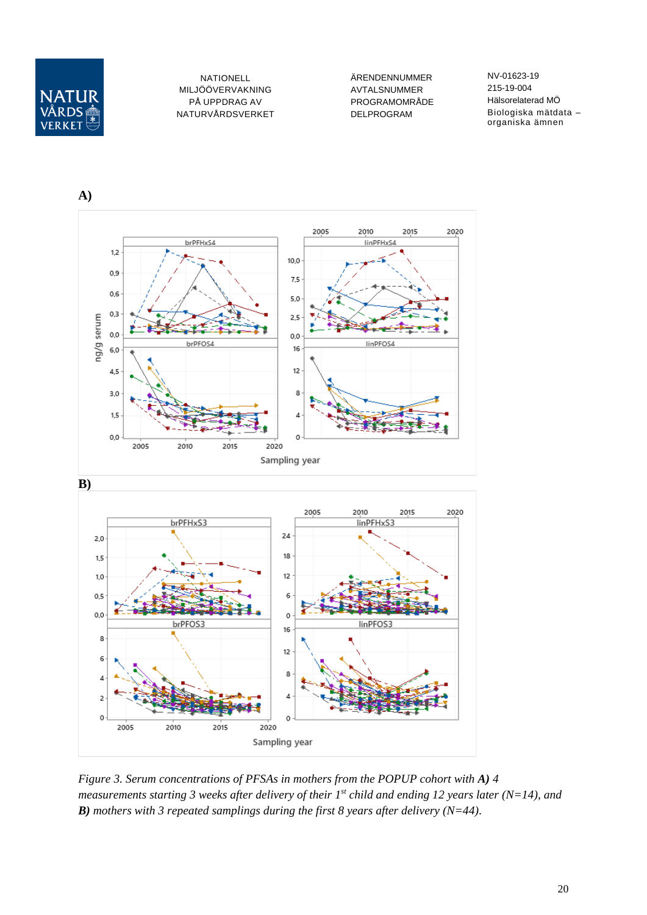A)

B)

*Figure 3. Serum concentrations of PFSAs in mothers from the POPUP cohort with* ***A)*** *4 measurements starting 3 weeks after delivery of their 1st child and ending 12 years later (N=14), and* ***B)*** *mothers with 3 repeated samplings during the first 8 years after delivery (N=44).*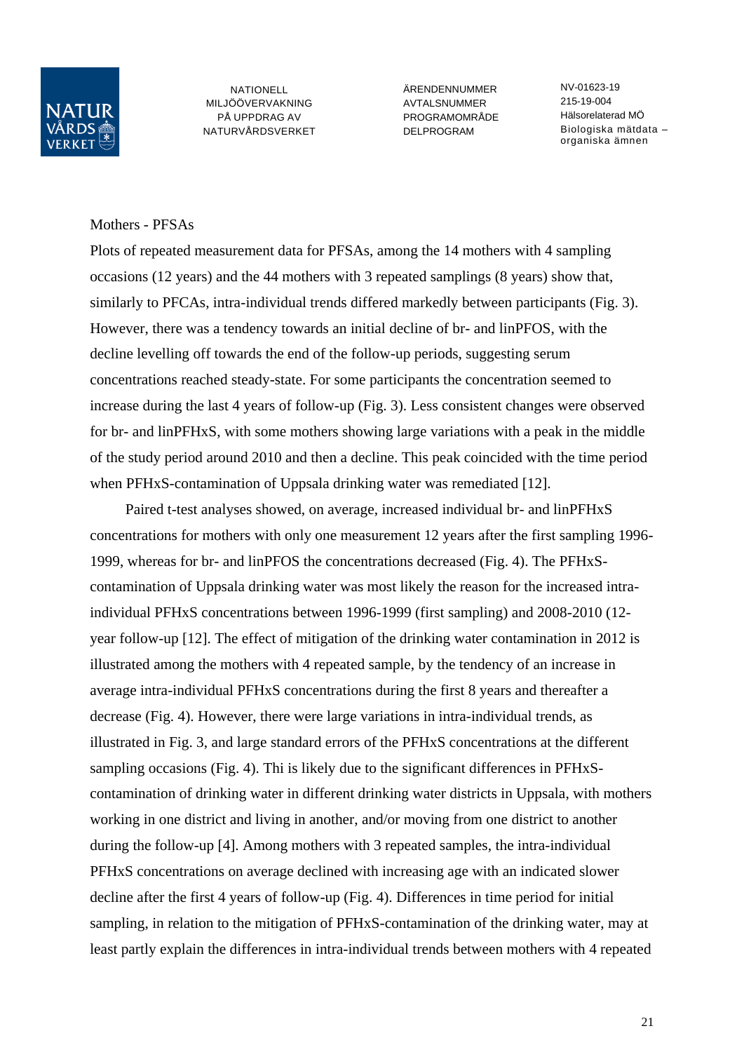Mothers - PFSAs

Plots of repeated measurement data for PFSAs, among the 14 mothers with 4 sampling occasions (12 years) and the 44 mothers with 3 repeated samplings (8 years) show that, similarly to PFCAs, intra-individual trends differed markedly between participants (Fig. 3). However, there was a tendency towards an initial decline of br- and linPFOS, with the decline levelling off towards the end of the follow-up periods, suggesting serum concentrations reached steady-state. For some participants the concentration seemed to increase during the last 4 years of follow-up (Fig. 3). Less consistent changes were observed for br- and linPFHxS, with some mothers showing large variations with a peak in the middle of the study period around 2010 and then a decline. This peak coincided with the time period when PFHxS-contamination of Uppsala drinking water was remediated [12].

Paired t-test analyses showed, on average, increased individual br- and linPFHxS concentrations for mothers with only one measurement 12 years after the first sampling 1996-1999, whereas for br- and linPFOS the concentrations decreased (Fig. 4). The PFHxS-contamination of Uppsala drinking water was most likely the reason for the increased intra-individual PFHxS concentrations between 1996-1999 (first sampling) and 2008-2010 (12-year follow-up [12]. The effect of mitigation of the drinking water contamination in 2012 is illustrated among the mothers with 4 repeated sample, by the tendency of an increase in average intra-individual PFHxS concentrations during the first 8 years and thereafter a decrease (Fig. 4). However, there were large variations in intra-individual trends, as illustrated in Fig. 3, and large standard errors of the PFHxS concentrations at the different sampling occasions (Fig. 4). Thi is likely due to the significant differences in PFHxS-contamination of drinking water in different drinking water districts in Uppsala, with mothers working in one district and living in another, and/or moving from one district to another during the follow-up [4]. Among mothers with 3 repeated samples, the intra-individual PFHxS concentrations on average declined with increasing age with an indicated slower decline after the first 4 years of follow-up (Fig. 4). Differences in time period for initial sampling, in relation to the mitigation of PFHxS-contamination of the drinking water, may at least partly explain the differences in intra-individual trends between mothers with 4 repeated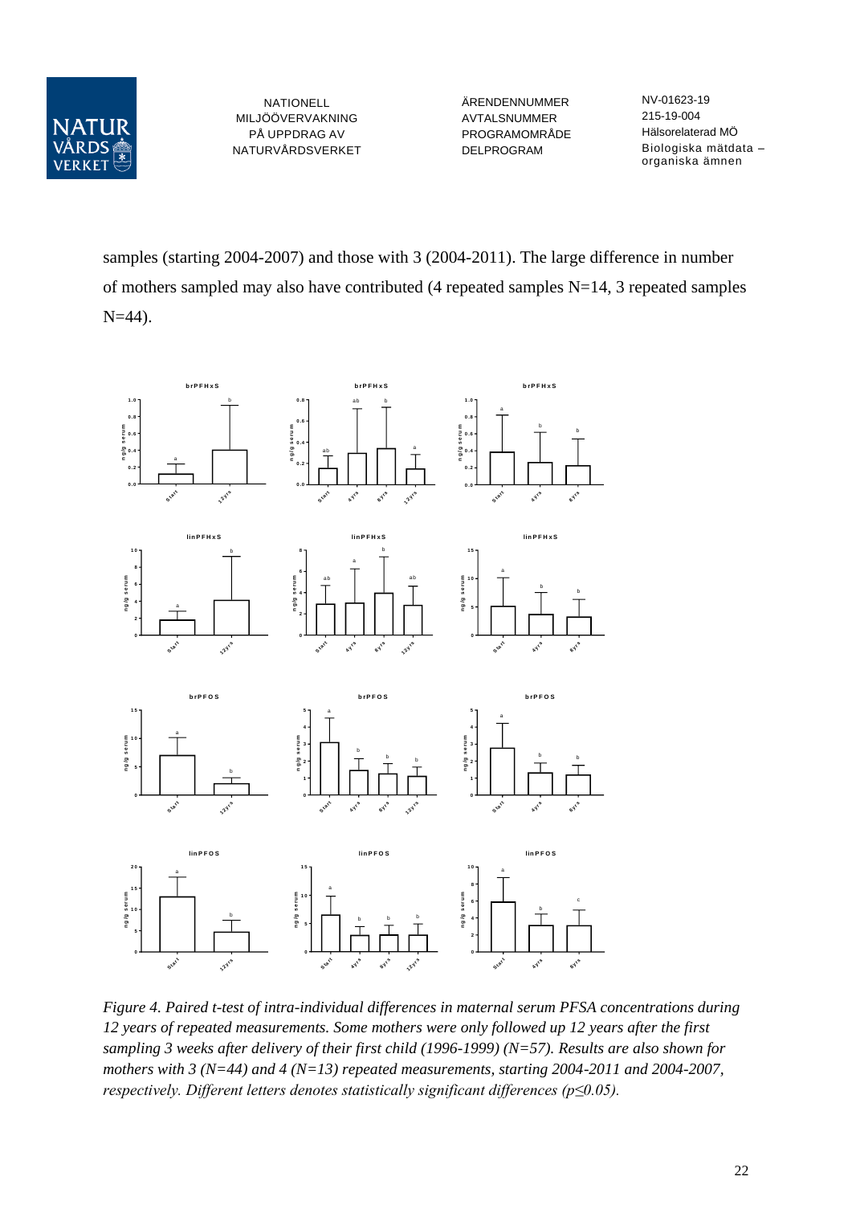samples (starting 2004-2007) and those with 3 (2004-2011). The large difference in number of mothers sampled may also have contributed (4 repeated samples N=14, 3 repeated samples N=44).

*Figure 4. Paired t-test of intra-individual differences in maternal serum PFSA concentrations during 12 years of repeated measurements. Some mothers were only followed up 12 years after the first sampling 3 weeks after delivery of their first child (1996-1999) (N=57). Results are also shown for mothers with 3 (N=44) and 4 (N=13) repeated measurements, starting 2004-2011 and 2004-2007, respectively. Different letters denotes statistically significant differences ($p \leq 0.05$).*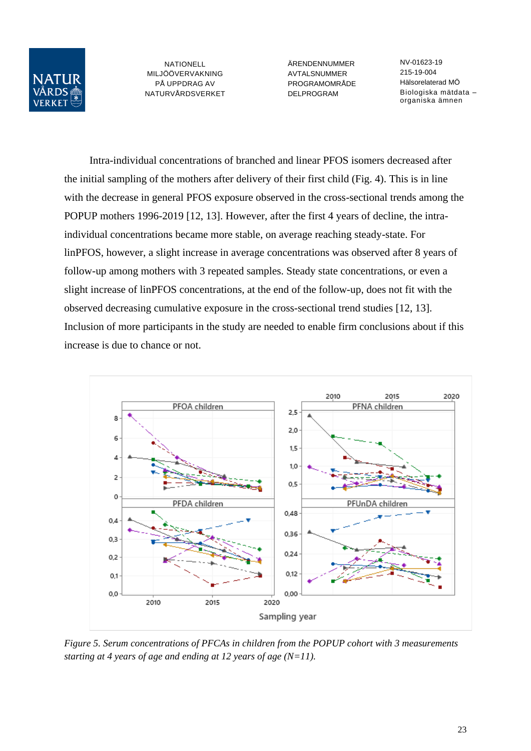Intra-individual concentrations of branched and linear PFOS isomers decreased after the initial sampling of the mothers after delivery of their first child (Fig. 4). This is in line with the decrease in general PFOS exposure observed in the cross-sectional trends among the POPUP mothers 1996-2019 [12, 13]. However, after the first 4 years of decline, the intra-individual concentrations became more stable, on average reaching steady-state. For linPFOS, however, a slight increase in average concentrations was observed after 8 years of follow-up among mothers with 3 repeated samples. Steady state concentrations, or even a slight increase of linPFOS concentrations, at the end of the follow-up, does not fit with the observed decreasing cumulative exposure in the cross-sectional trend studies [12, 13]. Inclusion of more participants in the study are needed to enable firm conclusions about if this increase is due to chance or not.

*Figure 5. Serum concentrations of PFCAs in children from the POPUP cohort with 3 measurements starting at 4 years of age and ending at 12 years of age (N=11).*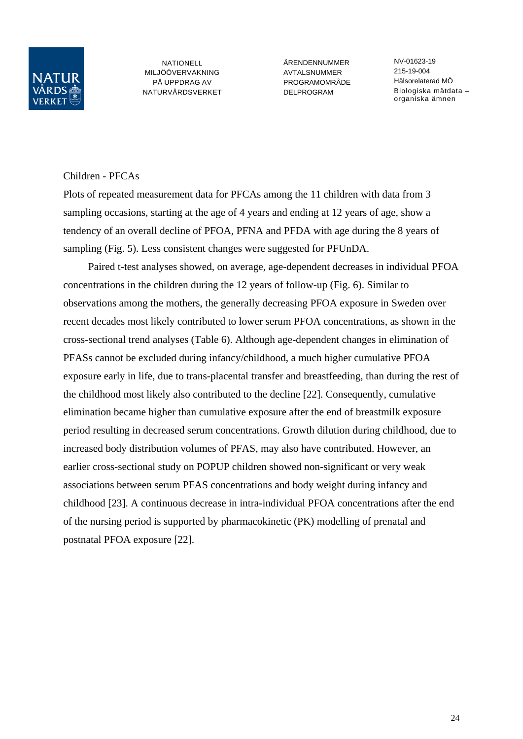Children - PFCAs

Plots of repeated measurement data for PFCAs among the 11 children with data from 3 sampling occasions, starting at the age of 4 years and ending at 12 years of age, show a tendency of an overall decline of PFOA, PFNA and PFDA with age during the 8 years of sampling (Fig. 5). Less consistent changes were suggested for PFUnDA.

Paired t-test analyses showed, on average, age-dependent decreases in individual PFOA concentrations in the children during the 12 years of follow-up (Fig. 6). Similar to observations among the mothers, the generally decreasing PFOA exposure in Sweden over recent decades most likely contributed to lower serum PFOA concentrations, as shown in the cross-sectional trend analyses (Table 6). Although age-dependent changes in elimination of PFASs cannot be excluded during infancy/childhood, a much higher cumulative PFOA exposure early in life, due to trans-placental transfer and breastfeeding, than during the rest of the childhood most likely also contributed to the decline [22]. Consequently, cumulative elimination became higher than cumulative exposure after the end of breastmilk exposure period resulting in decreased serum concentrations. Growth dilution during childhood, due to increased body distribution volumes of PFAS, may also have contributed. However, an earlier cross-sectional study on POPUP children showed non-significant or very weak associations between serum PFAS concentrations and body weight during infancy and childhood [23]. A continuous decrease in intra-individual PFOA concentrations after the end of the nursing period is supported by pharmacokinetic (PK) modelling of prenatal and postnatal PFOA exposure [22].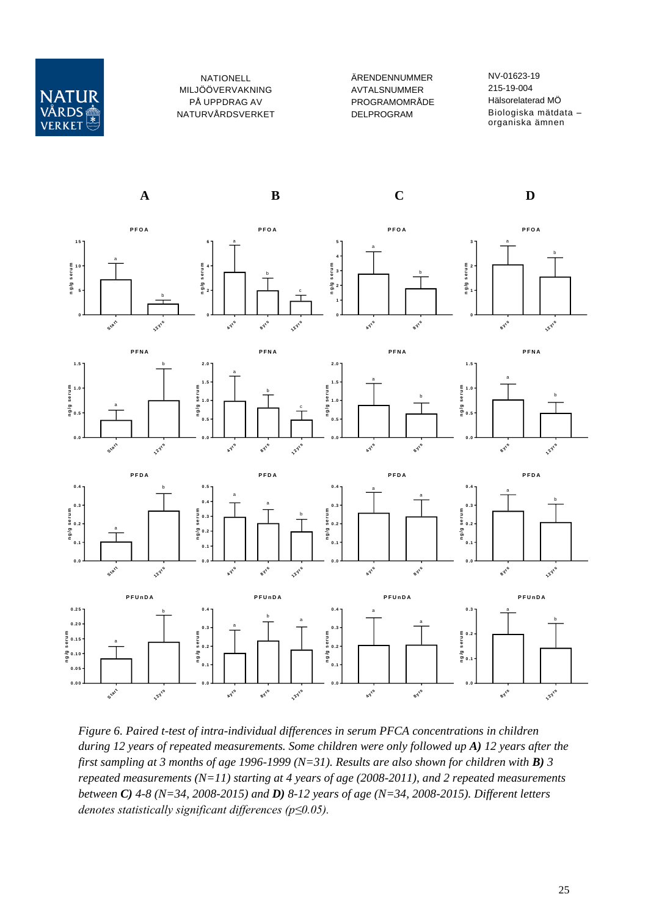Figure 6. *Paired t-test of intra-individual differences in serum PFCA concentrations in children during 12 years of repeated measurements. Some children were only followed up* ***A)*** *12 years after the first sampling at 3 months of age 1996-1999 (N=31). Results are also shown for children with* ***B)*** *3 repeated measurements (N=11) starting at 4 years of age (2008-2011), and 2 repeated measurements between* ***C)*** *4-8 (N=34, 2008-2015) and* ***D)*** *8-12 years of age (N=34, 2008-2015). Different letters denotes statistically significant differences ($p \leq 0.05$).*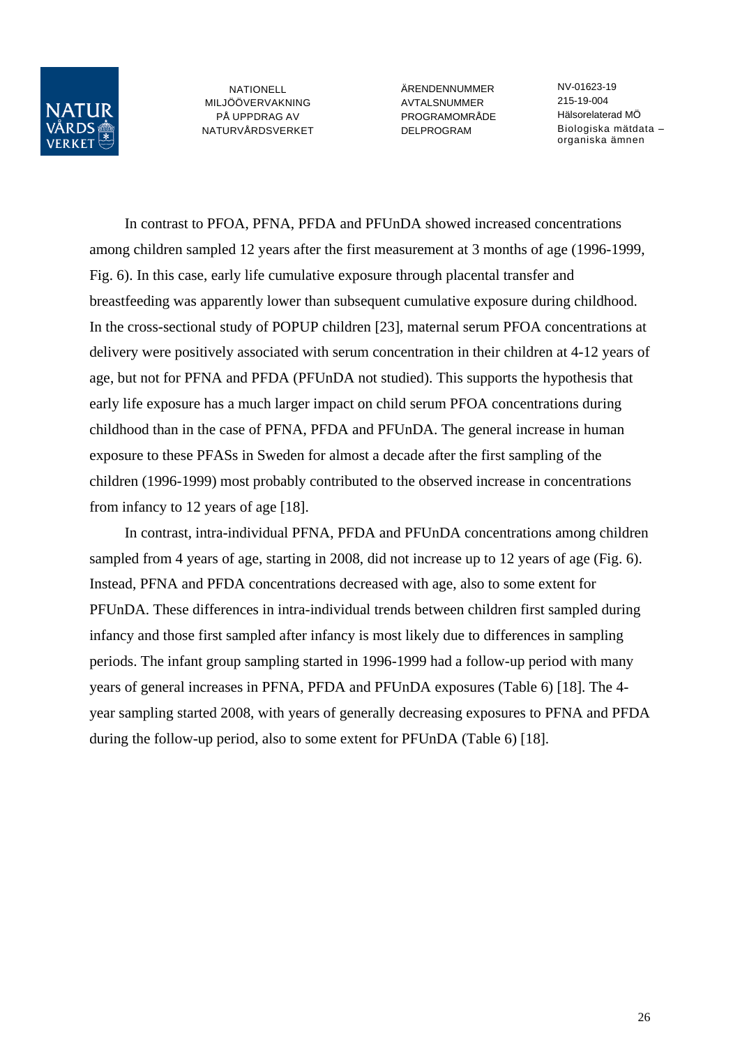In contrast to PFOA, PFNA, PFDA and PFUnDA showed increased concentrations among children sampled 12 years after the first measurement at 3 months of age (1996-1999, Fig. 6). In this case, early life cumulative exposure through placental transfer and breastfeeding was apparently lower than subsequent cumulative exposure during childhood. In the cross-sectional study of POPUP children [23], maternal serum PFOA concentrations at delivery were positively associated with serum concentration in their children at 4-12 years of age, but not for PFNA and PFDA (PFUnDA not studied). This supports the hypothesis that early life exposure has a much larger impact on child serum PFOA concentrations during childhood than in the case of PFNA, PFDA and PFUnDA. The general increase in human exposure to these PFASs in Sweden for almost a decade after the first sampling of the children (1996-1999) most probably contributed to the observed increase in concentrations from infancy to 12 years of age [18].

In contrast, intra-individual PFNA, PFDA and PFUnDA concentrations among children sampled from 4 years of age, starting in 2008, did not increase up to 12 years of age (Fig. 6). Instead, PFNA and PFDA concentrations decreased with age, also to some extent for PFUnDA. These differences in intra-individual trends between children first sampled during infancy and those first sampled after infancy is most likely due to differences in sampling periods. The infant group sampling started in 1996-1999 had a follow-up period with many years of general increases in PFNA, PFDA and PFUnDA exposures (Table 6) [18]. The 4-year sampling started 2008, with years of generally decreasing exposures to PFNA and PFDA during the follow-up period, also to some extent for PFUnDA (Table 6) [18].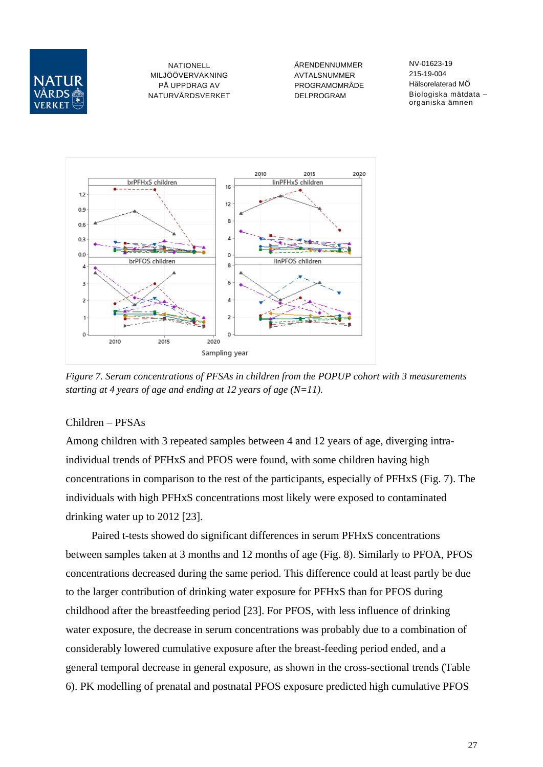*Figure 7. Serum concentrations of PFSAs in children from the POPUP cohort with 3 measurements starting at 4 years of age and ending at 12 years of age (N=11).*

Children – PFSAs

Among children with 3 repeated samples between 4 and 12 years of age, diverging intra-individual trends of PFHxS and PFOS were found, with some children having high concentrations in comparison to the rest of the participants, especially of PFHxS (Fig. 7). The individuals with high PFHxS concentrations most likely were exposed to contaminated drinking water up to 2012 [23].

Paired t-tests showed do significant differences in serum PFHxS concentrations between samples taken at 3 months and 12 months of age (Fig. 8). Similarly to PFOA, PFOS concentrations decreased during the same period. This difference could at least partly be due to the larger contribution of drinking water exposure for PFHxS than for PFOS during childhood after the breastfeeding period [23]. For PFOS, with less influence of drinking water exposure, the decrease in serum concentrations was probably due to a combination of considerably lowered cumulative exposure after the breast-feeding period ended, and a general temporal decrease in general exposure, as shown in the cross-sectional trends (Table 6). PK modelling of prenatal and postnatal PFOS exposure predicted high cumulative PFOS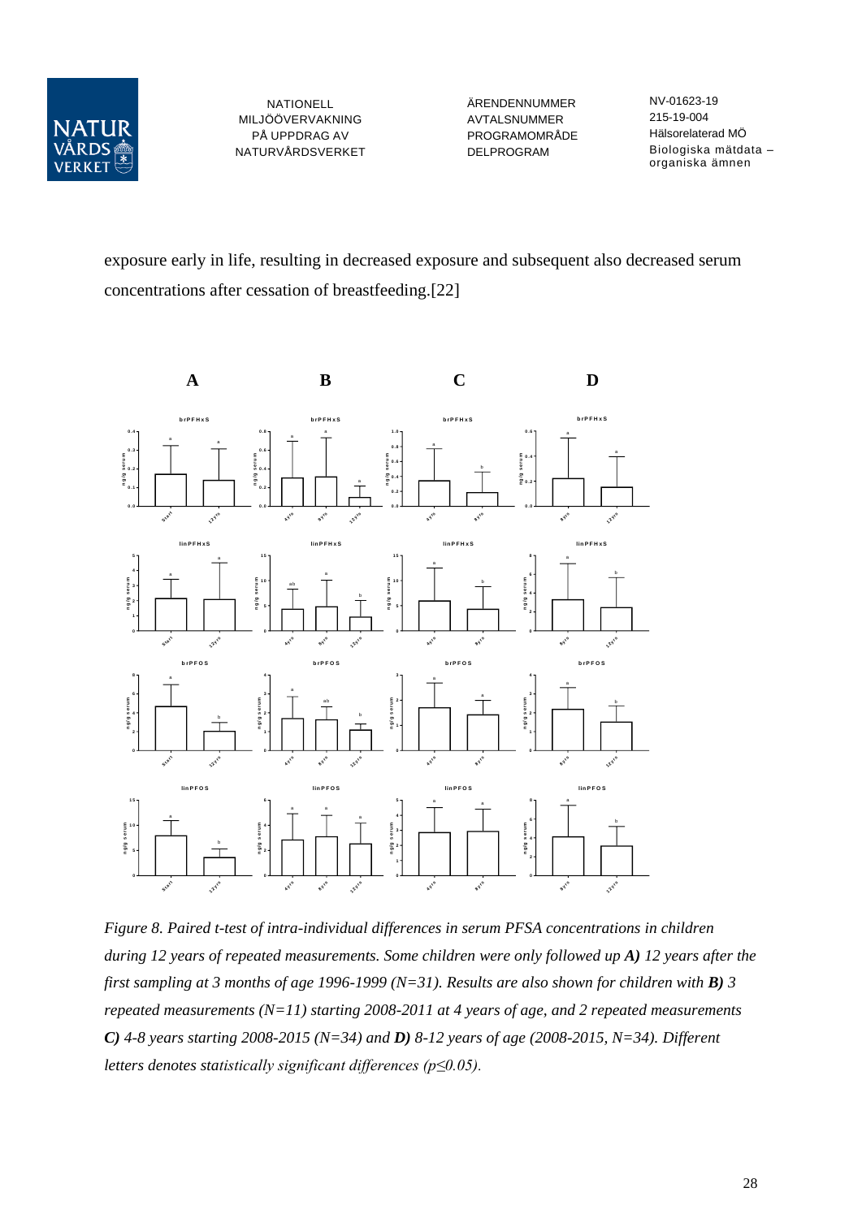exposure early in life, resulting in decreased exposure and subsequent also decreased serum concentrations after cessation of breastfeeding.[22]

*Figure 8. Paired t-test of intra-individual differences in serum PFSA concentrations in children during 12 years of repeated measurements. Some children were only followed up **A)** 12 years after the first sampling at 3 months of age 1996-1999 (N=31). Results are also shown for children with **B)** 3 repeated measurements (N=11) starting 2008-2011 at 4 years of age, and 2 repeated measurements **C)** 4-8 years starting 2008-2015 (N=34) and **D)** 8-12 years of age (2008-2015, N=34). Different letters denotes statistically significant differences ($p \leq 0.05$).*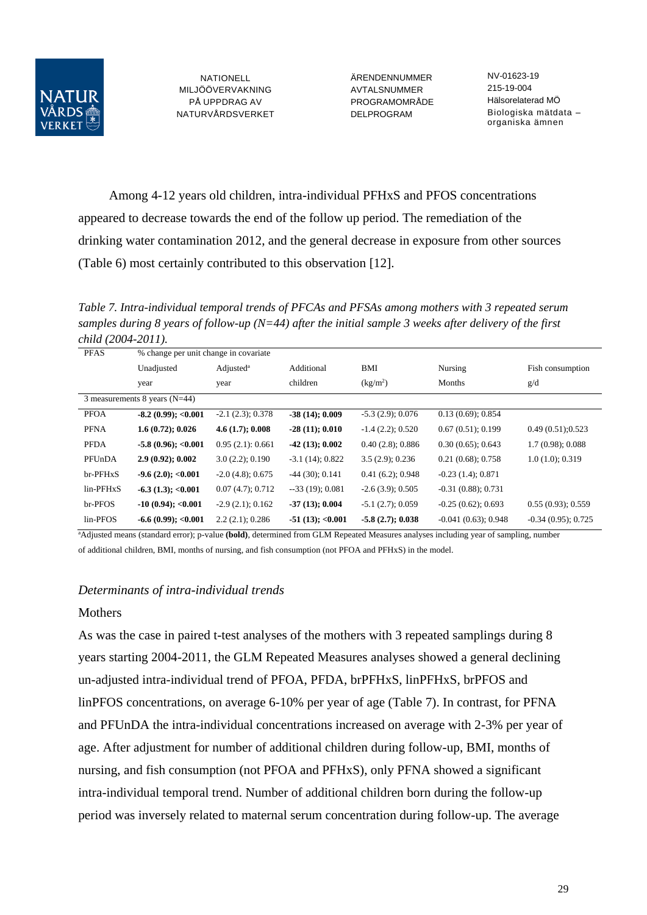Among 4-12 years old children, intra-individual PFHxS and PFOS concentrations appeared to decrease towards the end of the follow up period. The remediation of the drinking water contamination 2012, and the general decrease in exposure from other sources (Table 6) most certainly contributed to this observation [12].

*Table 7. Intra-individual temporal trends of PFCAs and PFSAs among mothers with 3 repeated serum samples during 8 years of follow-up (N=44) after the initial sample 3 weeks after delivery of the first child (2004-2011).*

| PFAS | % change per unit change in covariate | | | | | |
|---|---|---|---|---|---|---|
| | Unadjusted year | Adjusted[a] year | Additional children | BMI ($kg/m^2$) | Nursing Months | Fish consumption g/d |
| 3 measurements 8 years (N=44) | | | | | | |
| PFOA | **-8.2 (0.99); <0.001** | -2.1 (2.3); 0.378 | **-38 (14); 0.009** | -5.3 (2.9); 0.076 | 0.13 (0.69); 0.854 | |
| PFNA | **1.6 (0.72); 0.026** | **4.6 (1.7); 0.008** | **-28 (11); 0.010** | -1.4 (2.2); 0.520 | 0.67 (0.51); 0.199 | 0.49 (0.51);0.523 |
| PFDA | **-5.8 (0.96); <0.001** | 0.95 (2.1): 0.661 | **-42 (13); 0.002** | 0.40 (2.8); 0.886 | 0.30 (0.65); 0.643 | 1.7 (0.98); 0.088 |
| PFUnDA | **2.9 (0.92); 0.002** | 3.0 (2.2); 0.190 | -3.1 (14); 0.822 | 3.5 (2.9); 0.236 | 0.21 (0.68); 0.758 | 1.0 (1.0); 0.319 |
| br-PFHxS | **-9.6 (2.0); <0.001** | -2.0 (4.8); 0.675 | -44 (30); 0.141 | 0.41 (6.2); 0.948 | -0.23 (1.4); 0.871 | |
| lin-PFHxS | **-6.3 (1.3); <0.001** | 0.07 (4.7); 0.712 | --33 (19); 0.081 | -2.6 (3.9); 0.505 | -0.31 (0.88); 0.731 | |
| br-PFOS | **-10 (0.94); <0.001** | -2.9 (2.1); 0.162 | **-37 (13); 0.004** | -5.1 (2.7); 0.059 | -0.25 (0.62); 0.693 | 0.55 (0.93); 0.559 |
| lin-PFOS | **-6.6 (0.99); <0.001** | 2.2 (2.1); 0.286 | **-51 (13); <0.001** | **-5.8 (2.7); 0.038** | -0.041 (0.63); 0.948 | -0.34 (0.95); 0.725 |

[a]Adjusted means (standard error); p-value **(bold)**, determined from GLM Repeated Measures analyses including year of sampling, number of additional children, BMI, months of nursing, and fish consumption (not PFOA and PFHxS) in the model.

### *Determinants of intra-individual trends*

Mothers

As was the case in paired t-test analyses of the mothers with 3 repeated samplings during 8 years starting 2004-2011, the GLM Repeated Measures analyses showed a general declining un-adjusted intra-individual trend of PFOA, PFDA, brPFHxS, linPFHxS, brPFOS and linPFOS concentrations, on average 6-10% per year of age (Table 7). In contrast, for PFNA and PFUnDA the intra-individual concentrations increased on average with 2-3% per year of age. After adjustment for number of additional children during follow-up, BMI, months of nursing, and fish consumption (not PFOA and PFHxS), only PFNA showed a significant intra-individual temporal trend. Number of additional children born during the follow-up period was inversely related to maternal serum concentration during follow-up. The average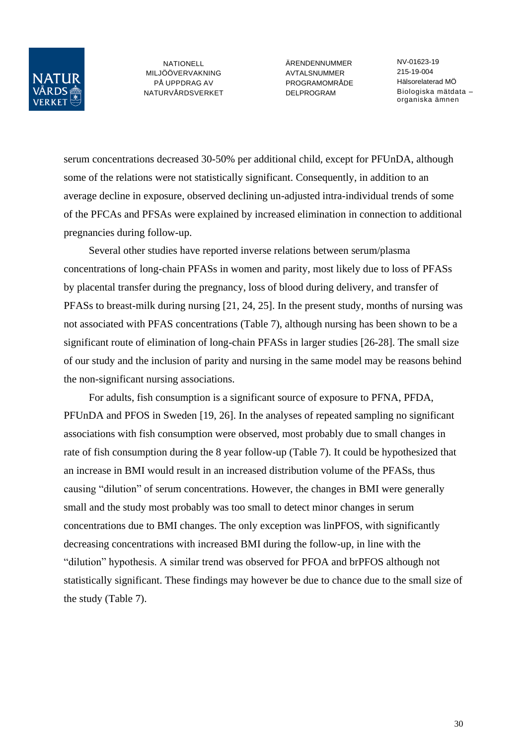serum concentrations decreased 30-50% per additional child, except for PFUnDA, although some of the relations were not statistically significant. Consequently, in addition to an average decline in exposure, observed declining un-adjusted intra-individual trends of some of the PFCAs and PFSAs were explained by increased elimination in connection to additional pregnancies during follow-up.

Several other studies have reported inverse relations between serum/plasma concentrations of long-chain PFASs in women and parity, most likely due to loss of PFASs by placental transfer during the pregnancy, loss of blood during delivery, and transfer of PFASs to breast-milk during nursing [21, 24, 25]. In the present study, months of nursing was not associated with PFAS concentrations (Table 7), although nursing has been shown to be a significant route of elimination of long-chain PFASs in larger studies [26-28]. The small size of our study and the inclusion of parity and nursing in the same model may be reasons behind the non-significant nursing associations.

For adults, fish consumption is a significant source of exposure to PFNA, PFDA, PFUnDA and PFOS in Sweden [19, 26]. In the analyses of repeated sampling no significant associations with fish consumption were observed, most probably due to small changes in rate of fish consumption during the 8 year follow-up (Table 7). It could be hypothesized that an increase in BMI would result in an increased distribution volume of the PFASs, thus causing "dilution" of serum concentrations. However, the changes in BMI were generally small and the study most probably was too small to detect minor changes in serum concentrations due to BMI changes. The only exception was linPFOS, with significantly decreasing concentrations with increased BMI during the follow-up, in line with the "dilution" hypothesis. A similar trend was observed for PFOA and brPFOS although not statistically significant. These findings may however be due to chance due to the small size of the study (Table 7).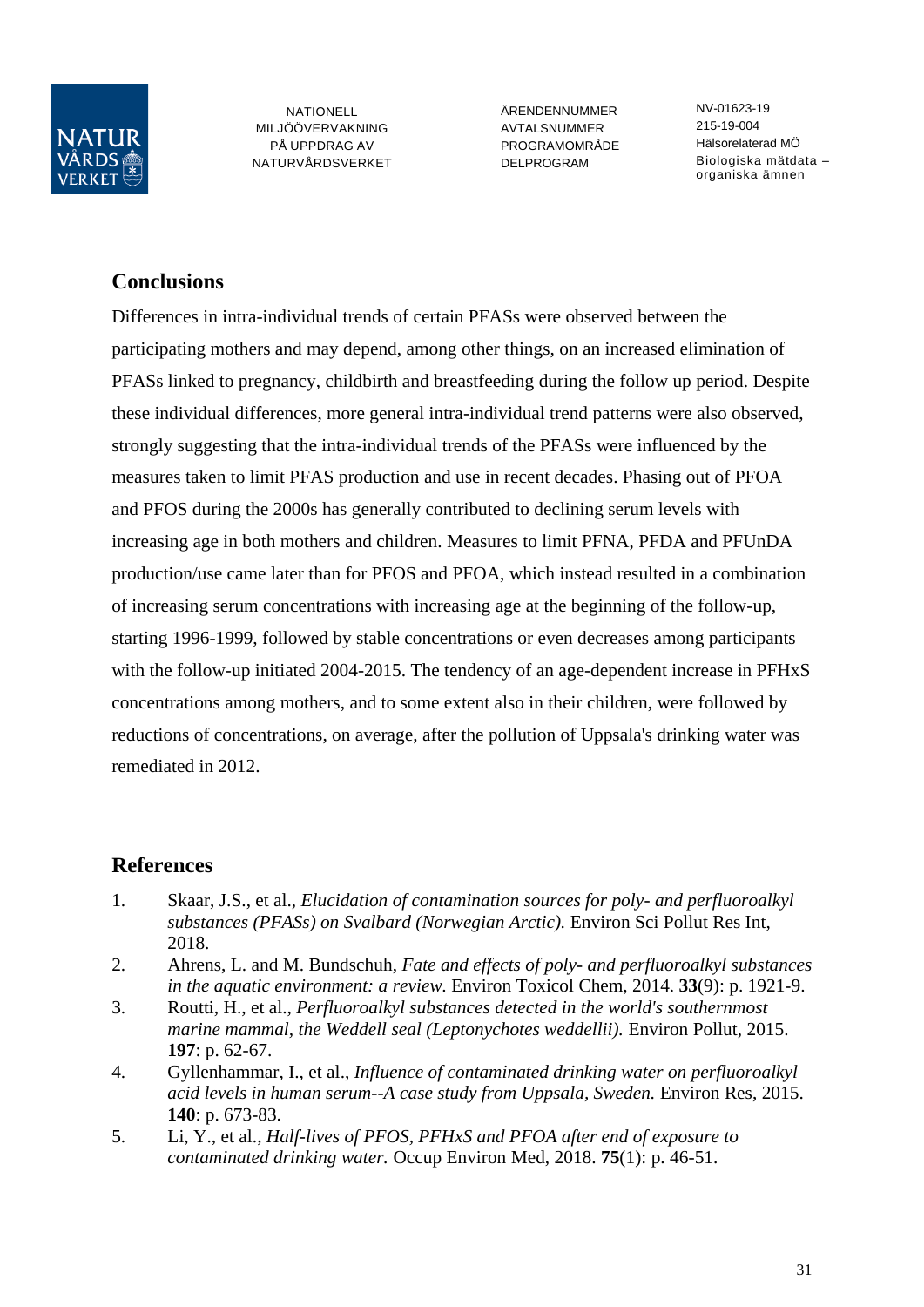## Conclusions

Differences in intra-individual trends of certain PFASs were observed between the participating mothers and may depend, among other things, on an increased elimination of PFASs linked to pregnancy, childbirth and breastfeeding during the follow up period. Despite these individual differences, more general intra-individual trend patterns were also observed, strongly suggesting that the intra-individual trends of the PFASs were influenced by the measures taken to limit PFAS production and use in recent decades. Phasing out of PFOA and PFOS during the 2000s has generally contributed to declining serum levels with increasing age in both mothers and children. Measures to limit PFNA, PFDA and PFUnDA production/use came later than for PFOS and PFOA, which instead resulted in a combination of increasing serum concentrations with increasing age at the beginning of the follow-up, starting 1996-1999, followed by stable concentrations or even decreases among participants with the follow-up initiated 2004-2015. The tendency of an age-dependent increase in PFHxS concentrations among mothers, and to some extent also in their children, were followed by reductions of concentrations, on average, after the pollution of Uppsala's drinking water was remediated in 2012.

## References

1. Skaar, J.S., et al., *Elucidation of contamination sources for poly- and perfluoroalkyl substances (PFASs) on Svalbard (Norwegian Arctic).* Environ Sci Pollut Res Int, 2018.
2. Ahrens, L. and M. Bundschuh, *Fate and effects of poly- and perfluoroalkyl substances in the aquatic environment: a review.* Environ Toxicol Chem, 2014. **33**(9): p. 1921-9.
3. Routti, H., et al., *Perfluoroalkyl substances detected in the world's southernmost marine mammal, the Weddell seal (Leptonychotes weddellii).* Environ Pollut, 2015. **197**: p. 62-67.
4. Gyllenhammar, I., et al., *Influence of contaminated drinking water on perfluoroalkyl acid levels in human serum--A case study from Uppsala, Sweden.* Environ Res, 2015. **140**: p. 673-83.
5. Li, Y., et al., *Half-lives of PFOS, PFHxS and PFOA after end of exposure to contaminated drinking water.* Occup Environ Med, 2018. **75**(1): p. 46-51.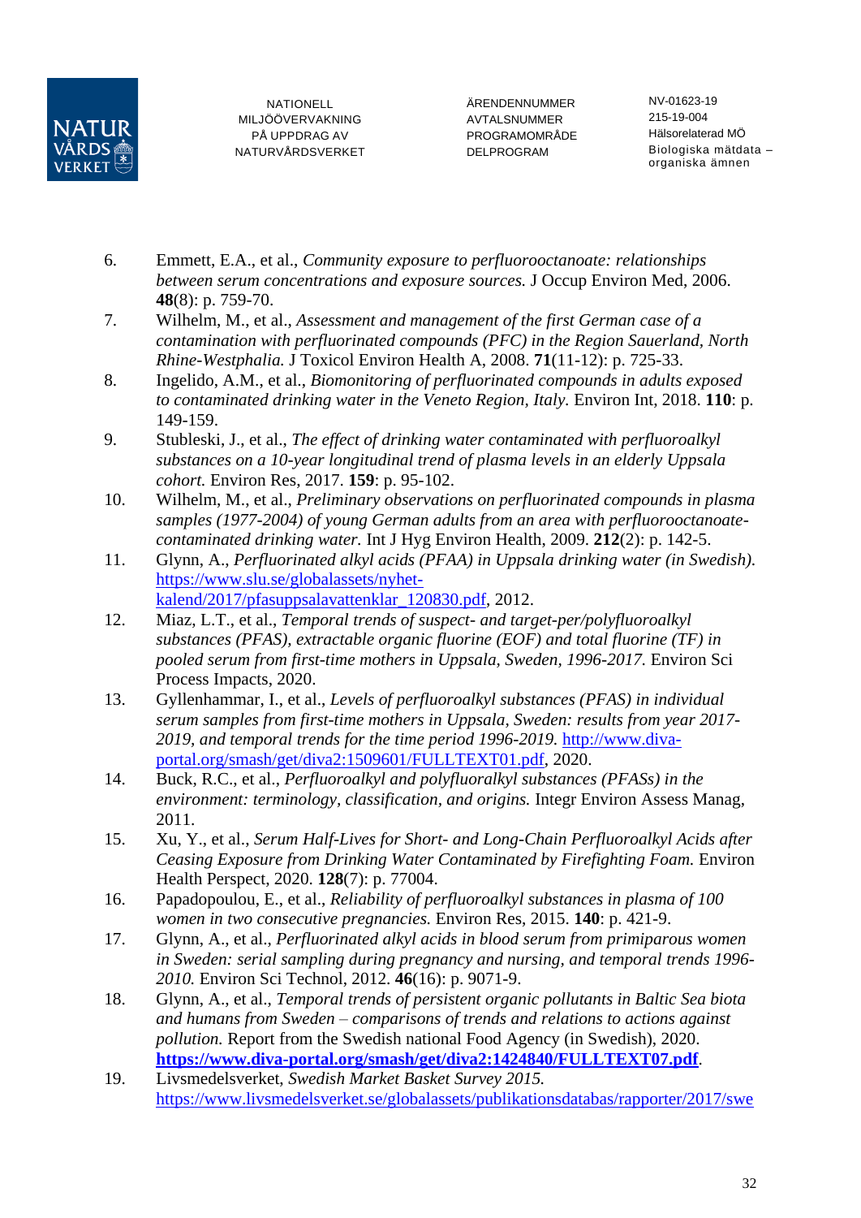6. Emmett, E.A., et al., *Community exposure to perfluorooctanoate: relationships between serum concentrations and exposure sources.* J Occup Environ Med, 2006. **48**(8): p. 759-70.
7. Wilhelm, M., et al., *Assessment and management of the first German case of a contamination with perfluorinated compounds (PFC) in the Region Sauerland, North Rhine-Westphalia.* J Toxicol Environ Health A, 2008. **71**(11-12): p. 725-33.
8. Ingelido, A.M., et al., *Biomonitoring of perfluorinated compounds in adults exposed to contaminated drinking water in the Veneto Region, Italy.* Environ Int, 2018. **110**: p. 149-159.
9. Stubleski, J., et al., *The effect of drinking water contaminated with perfluoroalkyl substances on a 10-year longitudinal trend of plasma levels in an elderly Uppsala cohort.* Environ Res, 2017. **159**: p. 95-102.
10. Wilhelm, M., et al., *Preliminary observations on perfluorinated compounds in plasma samples (1977-2004) of young German adults from an area with perfluorooctanoate-contaminated drinking water.* Int J Hyg Environ Health, 2009. **212**(2): p. 142-5.
11. Glynn, A., *Perfluorinated alkyl acids (PFAA) in Uppsala drinking water (in Swedish).* https://www.slu.se/globalassets/nyhet-kalend/2017/pfasuppsalavattenklar_120830.pdf, 2012.
12. Miaz, L.T., et al., *Temporal trends of suspect- and target-per/polyfluoroalkyl substances (PFAS), extractable organic fluorine (EOF) and total fluorine (TF) in pooled serum from first-time mothers in Uppsala, Sweden, 1996-2017.* Environ Sci Process Impacts, 2020.
13. Gyllenhammar, I., et al., *Levels of perfluoroalkyl substances (PFAS) in individual serum samples from first-time mothers in Uppsala, Sweden: results from year 2017-2019, and temporal trends for the time period 1996-2019.* http://www.diva-portal.org/smash/get/diva2:1509601/FULLTEXT01.pdf, 2020.
14. Buck, R.C., et al., *Perfluoroalkyl and polyfluoralkyl substances (PFASs) in the environment: terminology, classification, and origins.* Integr Environ Assess Manag, 2011.
15. Xu, Y., et al., *Serum Half-Lives for Short- and Long-Chain Perfluoroalkyl Acids after Ceasing Exposure from Drinking Water Contaminated by Firefighting Foam.* Environ Health Perspect, 2020. **128**(7): p. 77004.
16. Papadopoulou, E., et al., *Reliability of perfluoroalkyl substances in plasma of 100 women in two consecutive pregnancies.* Environ Res, 2015. **140**: p. 421-9.
17. Glynn, A., et al., *Perfluorinated alkyl acids in blood serum from primiparous women in Sweden: serial sampling during pregnancy and nursing, and temporal trends 1996-2010.* Environ Sci Technol, 2012. **46**(16): p. 9071-9.
18. Glynn, A., et al., *Temporal trends of persistent organic pollutants in Baltic Sea biota and humans from Sweden – comparisons of trends and relations to actions against pollution.* Report from the Swedish national Food Agency (in Swedish), 2020. **https://www.diva-portal.org/smash/get/diva2:1424840/FULLTEXT07.pdf**.
19. Livsmedelsverket, *Swedish Market Basket Survey 2015.* https://www.livsmedelsverket.se/globalassets/publikationsdatabas/rapporter/2017/swe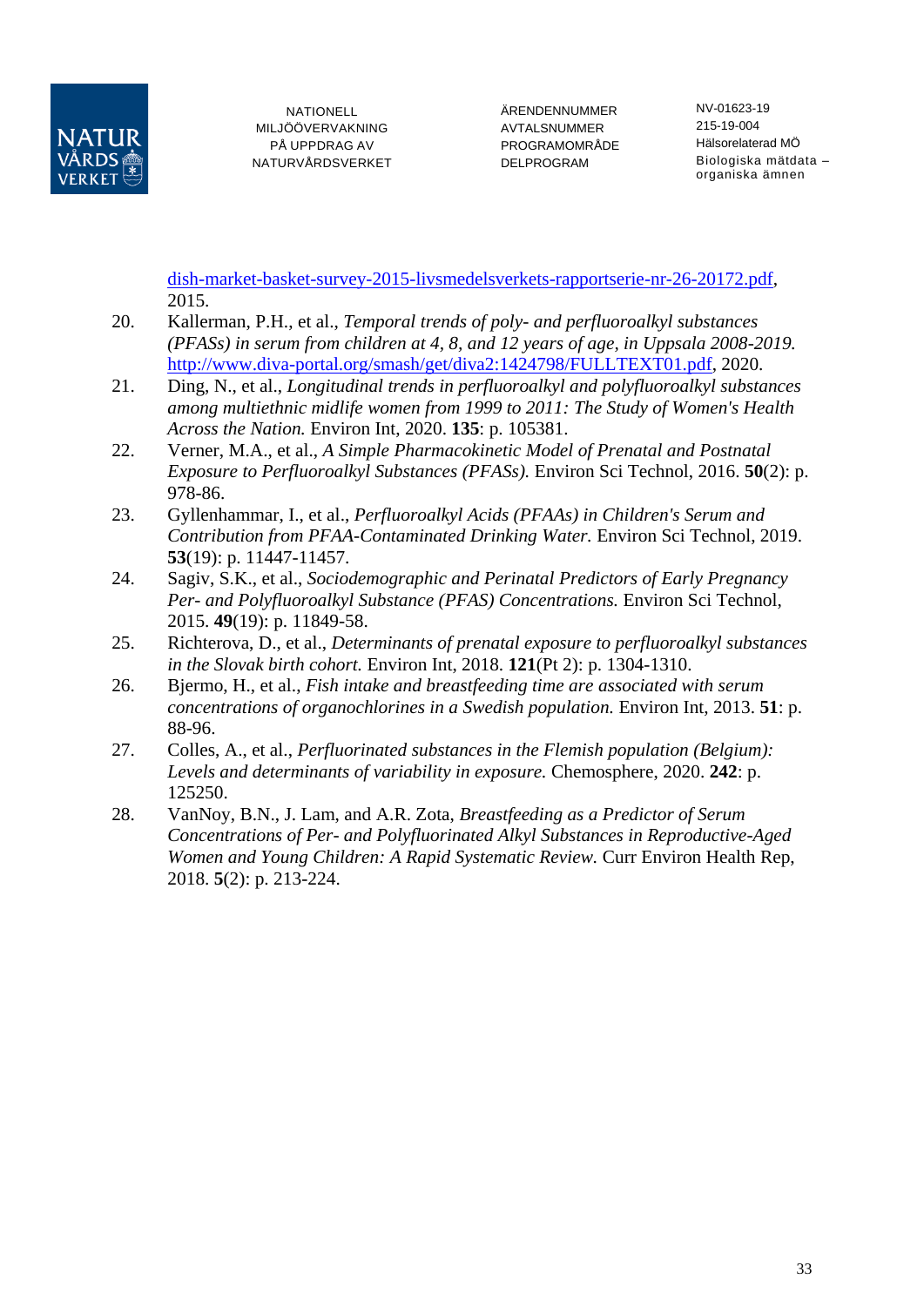dish-market-basket-survey-2015-livsmedelsverkets-rapportserie-nr-26-20172.pdf, 2015.

20. Kallerman, P.H., et al., *Temporal trends of poly- and perfluoroalkyl substances (PFASs) in serum from children at 4, 8, and 12 years of age, in Uppsala 2008-2019.* http://www.diva-portal.org/smash/get/diva2:1424798/FULLTEXT01.pdf, 2020.
21. Ding, N., et al., *Longitudinal trends in perfluoroalkyl and polyfluoroalkyl substances among multiethnic midlife women from 1999 to 2011: The Study of Women's Health Across the Nation.* Environ Int, 2020. **135**: p. 105381.
22. Verner, M.A., et al., *A Simple Pharmacokinetic Model of Prenatal and Postnatal Exposure to Perfluoroalkyl Substances (PFASs).* Environ Sci Technol, 2016. **50**(2): p. 978-86.
23. Gyllenhammar, I., et al., *Perfluoroalkyl Acids (PFAAs) in Children's Serum and Contribution from PFAA-Contaminated Drinking Water.* Environ Sci Technol, 2019. **53**(19): p. 11447-11457.
24. Sagiv, S.K., et al., *Sociodemographic and Perinatal Predictors of Early Pregnancy Per- and Polyfluoroalkyl Substance (PFAS) Concentrations.* Environ Sci Technol, 2015. **49**(19): p. 11849-58.
25. Richterova, D., et al., *Determinants of prenatal exposure to perfluoroalkyl substances in the Slovak birth cohort.* Environ Int, 2018. **121**(Pt 2): p. 1304-1310.
26. Bjermo, H., et al., *Fish intake and breastfeeding time are associated with serum concentrations of organochlorines in a Swedish population.* Environ Int, 2013. **51**: p. 88-96.
27. Colles, A., et al., *Perfluorinated substances in the Flemish population (Belgium): Levels and determinants of variability in exposure.* Chemosphere, 2020. **242**: p. 125250.
28. VanNoy, B.N., J. Lam, and A.R. Zota, *Breastfeeding as a Predictor of Serum Concentrations of Per- and Polyfluorinated Alkyl Substances in Reproductive-Aged Women and Young Children: A Rapid Systematic Review.* Curr Environ Health Rep, 2018. **5**(2): p. 213-224.